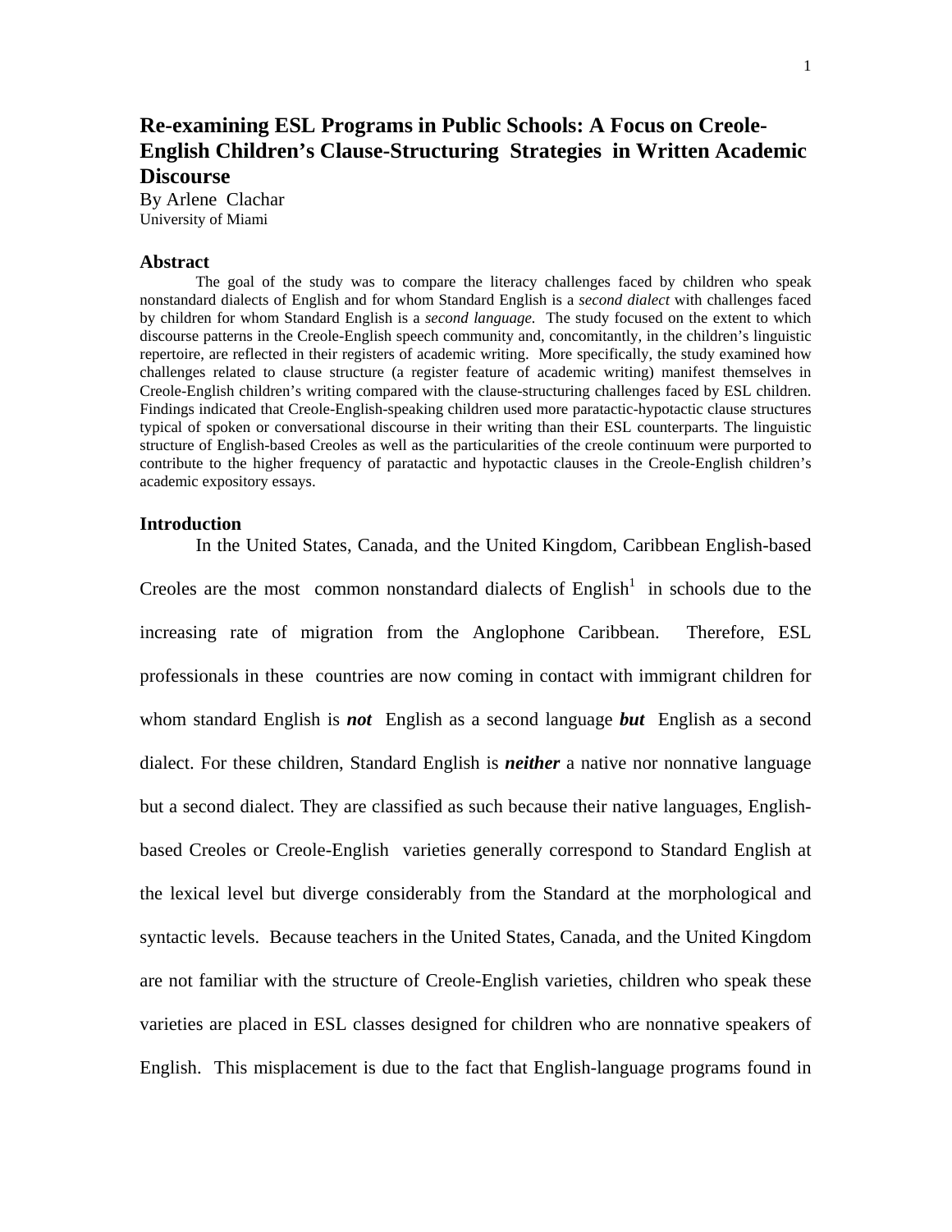# Re-examining ESL Programs in Public Schools: A Focus on Creole-English Children's Clause-Structuring Strategies in Written Academic Discourse

By Arlene Clachar
University of Miami

## Abstract

The goal of the study was to compare the literacy challenges faced by children who speak nonstandard dialects of English and for whom Standard English is a *second dialect* with challenges faced by children for whom Standard English is a *second language.* The study focused on the extent to which discourse patterns in the Creole-English speech community and, concomitantly, in the children's linguistic repertoire, are reflected in their registers of academic writing. More specifically, the study examined how challenges related to clause structure (a register feature of academic writing) manifest themselves in Creole-English children's writing compared with the clause-structuring challenges faced by ESL children. Findings indicated that Creole-English-speaking children used more paratactic-hypotactic clause structures typical of spoken or conversational discourse in their writing than their ESL counterparts. The linguistic structure of English-based Creoles as well as the particularities of the creole continuum were purported to contribute to the higher frequency of paratactic and hypotactic clauses in the Creole-English children's academic expository essays.

## Introduction

In the United States, Canada, and the United Kingdom, Caribbean English-based Creoles are the most common nonstandard dialects of English[1] in schools due to the increasing rate of migration from the Anglophone Caribbean. Therefore, ESL professionals in these countries are now coming in contact with immigrant children for whom standard English is ***not*** English as a second language ***but*** English as a second dialect. For these children, Standard English is ***neither*** a native nor nonnative language but a second dialect. They are classified as such because their native languages, English-based Creoles or Creole-English varieties generally correspond to Standard English at the lexical level but diverge considerably from the Standard at the morphological and syntactic levels. Because teachers in the United States, Canada, and the United Kingdom are not familiar with the structure of Creole-English varieties, children who speak these varieties are placed in ESL classes designed for children who are nonnative speakers of English. This misplacement is due to the fact that English-language programs found in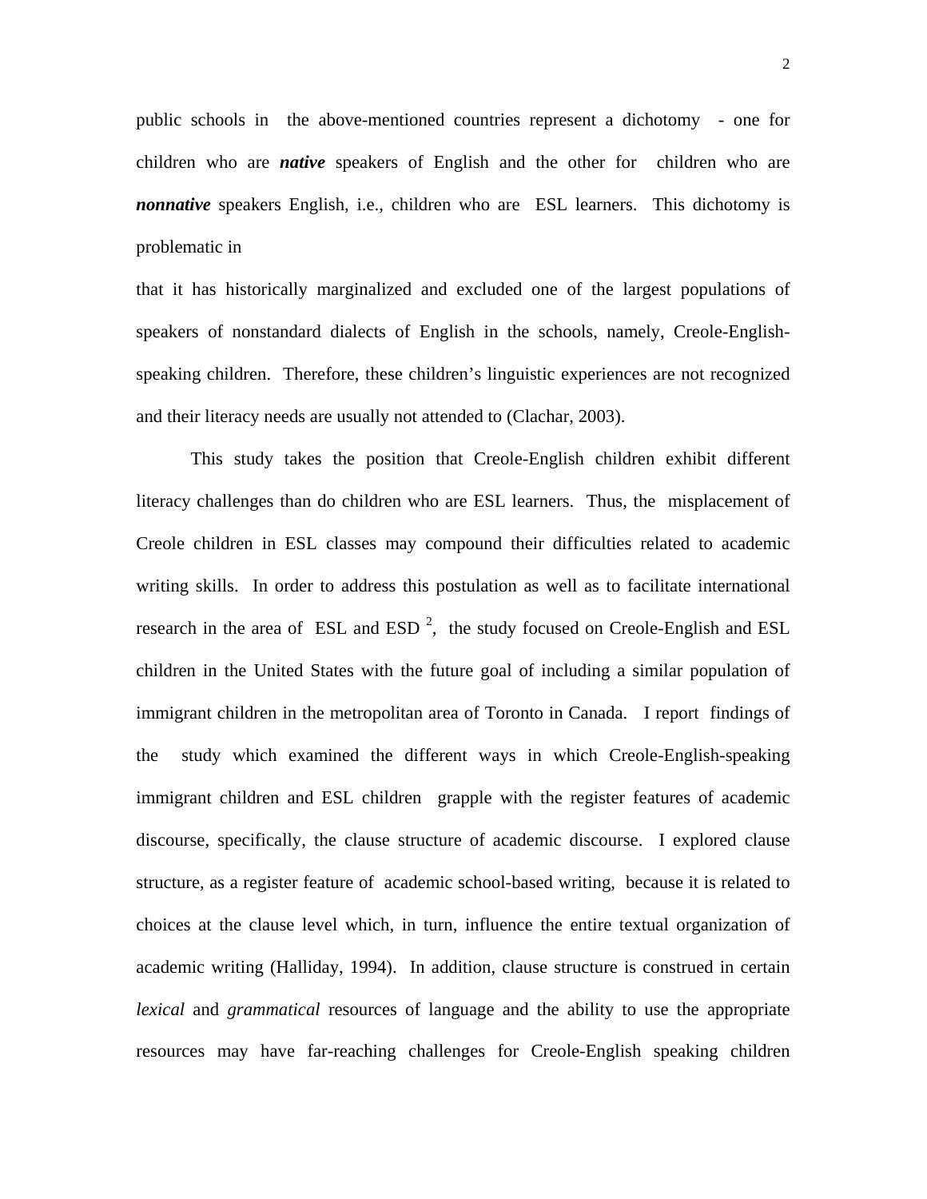public schools in the above-mentioned countries represent a dichotomy - one for children who are ***native*** speakers of English and the other for children who are ***nonnative*** speakers English, i.e., children who are ESL learners. This dichotomy is problematic in that it has historically marginalized and excluded one of the largest populations of speakers of nonstandard dialects of English in the schools, namely, Creole-English-speaking children. Therefore, these children's linguistic experiences are not recognized and their literacy needs are usually not attended to (Clachar, 2003).

This study takes the position that Creole-English children exhibit different literacy challenges than do children who are ESL learners. Thus, the misplacement of Creole children in ESL classes may compound their difficulties related to academic writing skills. In order to address this postulation as well as to facilitate international research in the area of ESL and ESD [2], the study focused on Creole-English and ESL children in the United States with the future goal of including a similar population of immigrant children in the metropolitan area of Toronto in Canada. I report findings of the study which examined the different ways in which Creole-English-speaking immigrant children and ESL children grapple with the register features of academic discourse, specifically, the clause structure of academic discourse. I explored clause structure, as a register feature of academic school-based writing, because it is related to choices at the clause level which, in turn, influence the entire textual organization of academic writing (Halliday, 1994). In addition, clause structure is construed in certain *lexical* and *grammatical* resources of language and the ability to use the appropriate resources may have far-reaching challenges for Creole-English speaking children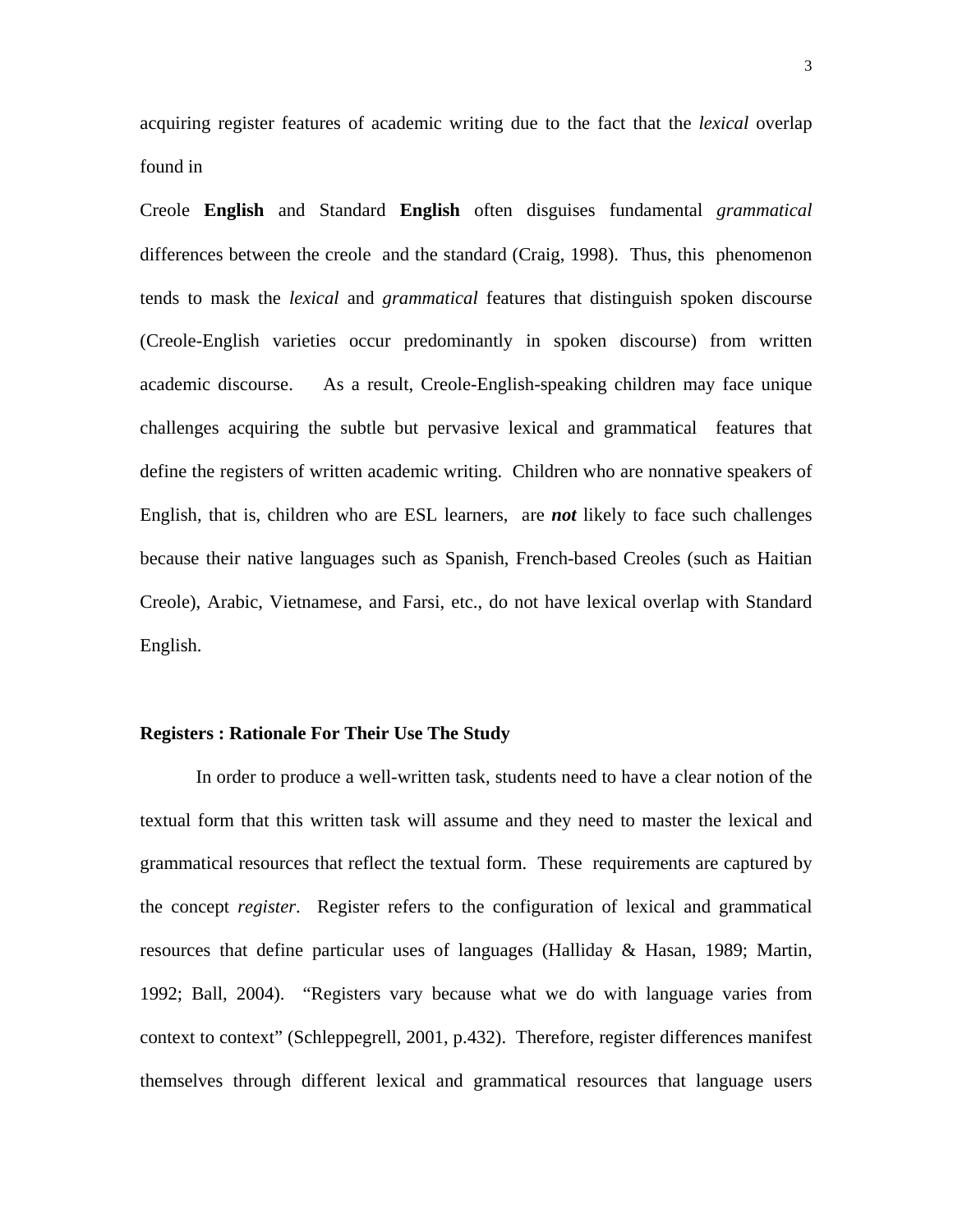acquiring register features of academic writing due to the fact that the *lexical* overlap found in

Creole **English** and Standard **English** often disguises fundamental *grammatical* differences between the creole and the standard (Craig, 1998). Thus, this phenomenon tends to mask the *lexical* and *grammatical* features that distinguish spoken discourse (Creole-English varieties occur predominantly in spoken discourse) from written academic discourse. As a result, Creole-English-speaking children may face unique challenges acquiring the subtle but pervasive lexical and grammatical features that define the registers of written academic writing. Children who are nonnative speakers of English, that is, children who are ESL learners, are ***not*** likely to face such challenges because their native languages such as Spanish, French-based Creoles (such as Haitian Creole), Arabic, Vietnamese, and Farsi, etc., do not have lexical overlap with Standard English.

**Registers : Rationale For Their Use The Study**

In order to produce a well-written task, students need to have a clear notion of the textual form that this written task will assume and they need to master the lexical and grammatical resources that reflect the textual form. These requirements are captured by the concept *register*. Register refers to the configuration of lexical and grammatical resources that define particular uses of languages (Halliday & Hasan, 1989; Martin, 1992; Ball, 2004). "Registers vary because what we do with language varies from context to context" (Schleppegrell, 2001, p.432). Therefore, register differences manifest themselves through different lexical and grammatical resources that language users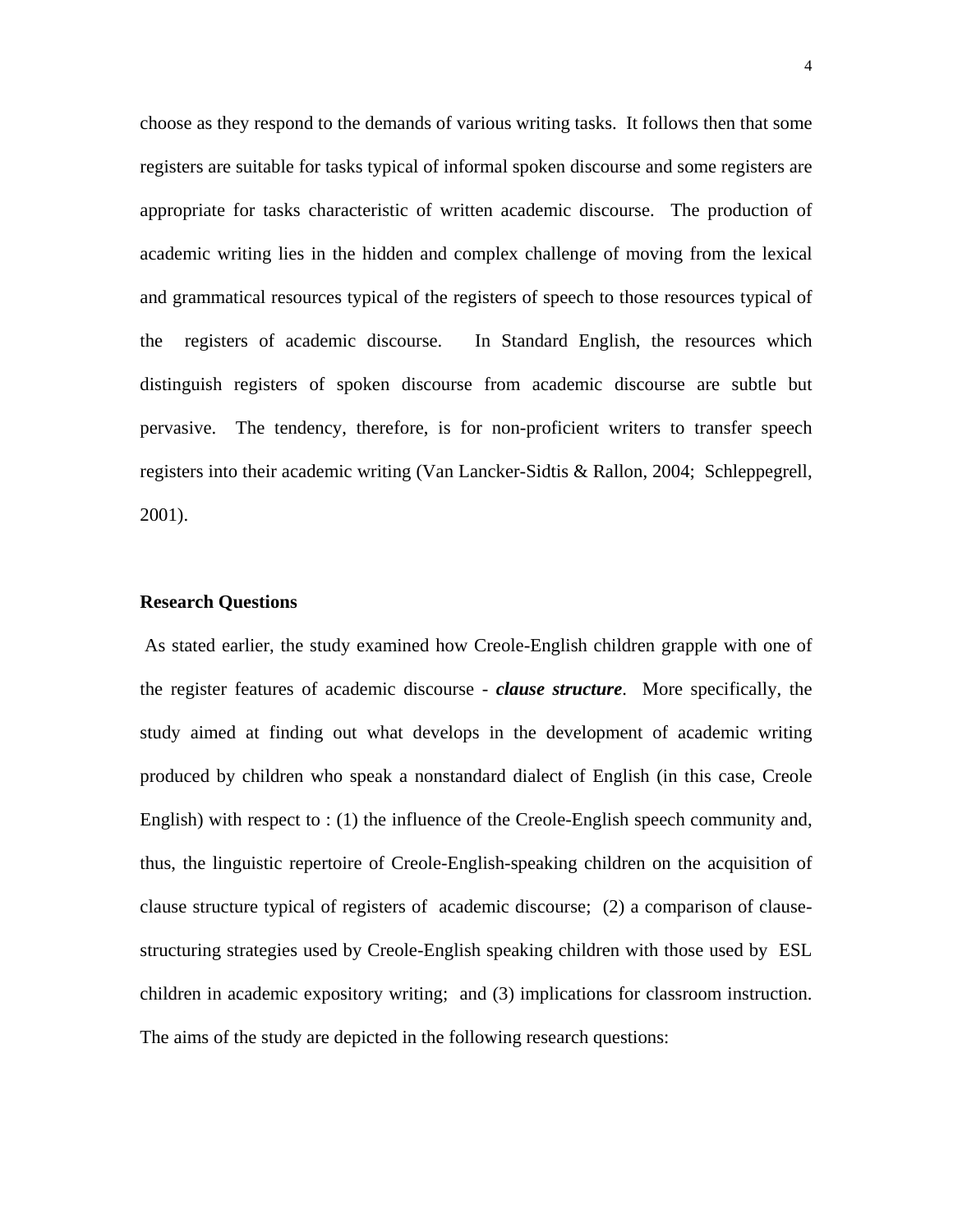choose as they respond to the demands of various writing tasks. It follows then that some registers are suitable for tasks typical of informal spoken discourse and some registers are appropriate for tasks characteristic of written academic discourse. The production of academic writing lies in the hidden and complex challenge of moving from the lexical and grammatical resources typical of the registers of speech to those resources typical of the registers of academic discourse. In Standard English, the resources which distinguish registers of spoken discourse from academic discourse are subtle but pervasive. The tendency, therefore, is for non-proficient writers to transfer speech registers into their academic writing (Van Lancker-Sidtis & Rallon, 2004; Schleppegrell, 2001).

**Research Questions**

As stated earlier, the study examined how Creole-English children grapple with one of the register features of academic discourse - ***clause structure***. More specifically, the study aimed at finding out what develops in the development of academic writing produced by children who speak a nonstandard dialect of English (in this case, Creole English) with respect to : (1) the influence of the Creole-English speech community and, thus, the linguistic repertoire of Creole-English-speaking children on the acquisition of clause structure typical of registers of academic discourse; (2) a comparison of clause-structuring strategies used by Creole-English speaking children with those used by ESL children in academic expository writing; and (3) implications for classroom instruction. The aims of the study are depicted in the following research questions: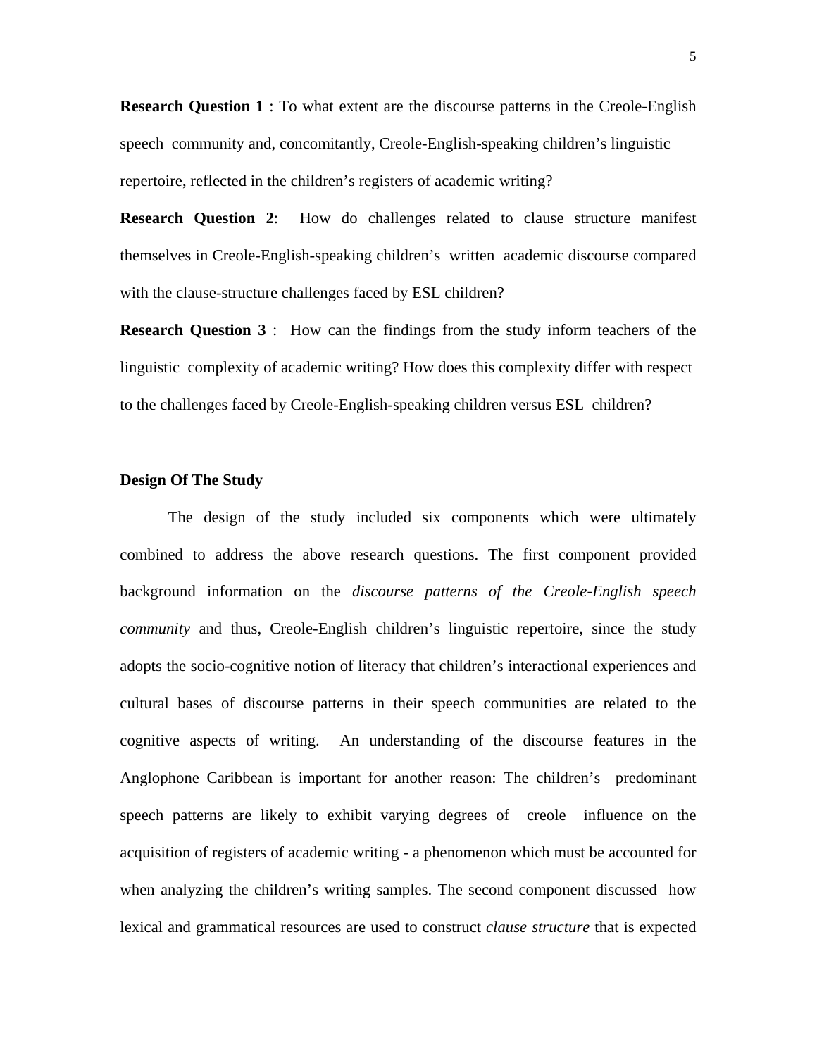**Research Question 1** : To what extent are the discourse patterns in the Creole-English speech community and, concomitantly, Creole-English-speaking children's linguistic repertoire, reflected in the children's registers of academic writing?

**Research Question 2**: How do challenges related to clause structure manifest themselves in Creole-English-speaking children's written academic discourse compared with the clause-structure challenges faced by ESL children?

**Research Question 3** : How can the findings from the study inform teachers of the linguistic complexity of academic writing? How does this complexity differ with respect to the challenges faced by Creole-English-speaking children versus ESL children?

**Design Of The Study**

The design of the study included six components which were ultimately combined to address the above research questions. The first component provided background information on the *discourse patterns of the Creole-English speech community* and thus, Creole-English children's linguistic repertoire, since the study adopts the socio-cognitive notion of literacy that children's interactional experiences and cultural bases of discourse patterns in their speech communities are related to the cognitive aspects of writing. An understanding of the discourse features in the Anglophone Caribbean is important for another reason: The children's predominant speech patterns are likely to exhibit varying degrees of creole influence on the acquisition of registers of academic writing - a phenomenon which must be accounted for when analyzing the children's writing samples. The second component discussed how lexical and grammatical resources are used to construct *clause structure* that is expected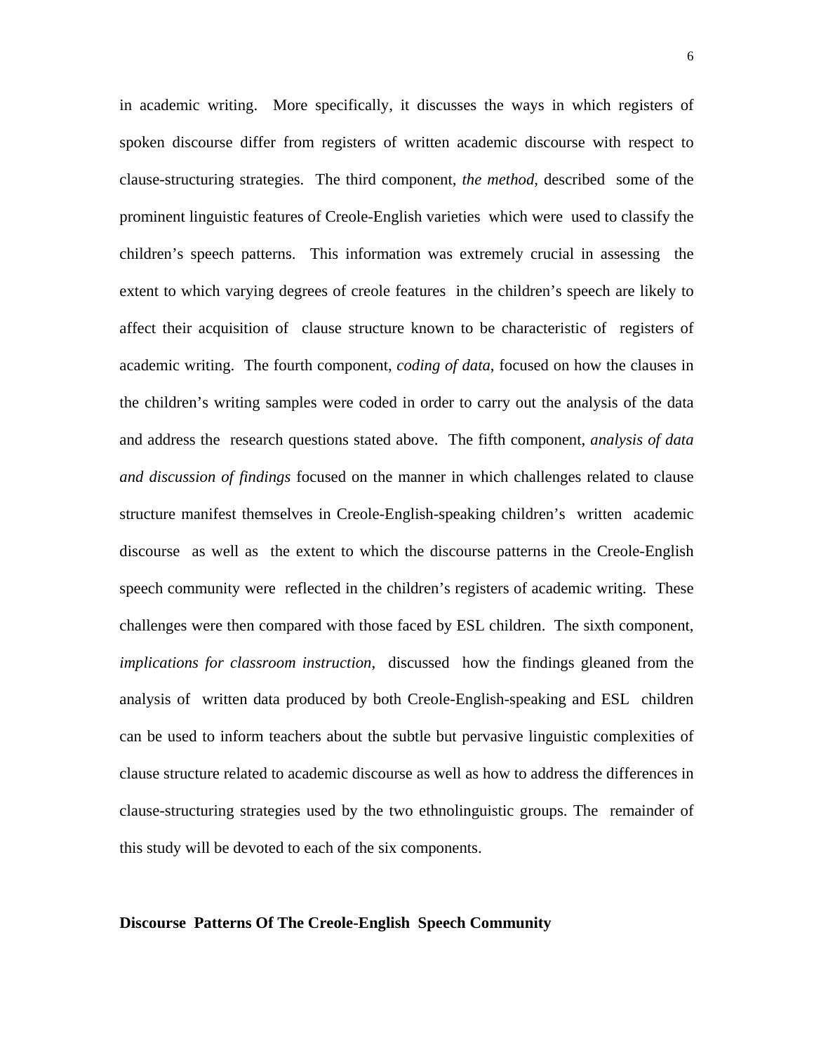in academic writing. More specifically, it discusses the ways in which registers of spoken discourse differ from registers of written academic discourse with respect to clause-structuring strategies. The third component, *the method,* described some of the prominent linguistic features of Creole-English varieties which were used to classify the children's speech patterns. This information was extremely crucial in assessing the extent to which varying degrees of creole features in the children's speech are likely to affect their acquisition of clause structure known to be characteristic of registers of academic writing. The fourth component, *coding of data*, focused on how the clauses in the children's writing samples were coded in order to carry out the analysis of the data and address the research questions stated above. The fifth component, *analysis of data and discussion of findings* focused on the manner in which challenges related to clause structure manifest themselves in Creole-English-speaking children's written academic discourse as well as the extent to which the discourse patterns in the Creole-English speech community were reflected in the children's registers of academic writing. These challenges were then compared with those faced by ESL children. The sixth component, *implications for classroom instruction,* discussed how the findings gleaned from the analysis of written data produced by both Creole-English-speaking and ESL children can be used to inform teachers about the subtle but pervasive linguistic complexities of clause structure related to academic discourse as well as how to address the differences in clause-structuring strategies used by the two ethnolinguistic groups. The remainder of this study will be devoted to each of the six components.

## Discourse Patterns Of The Creole-English Speech Community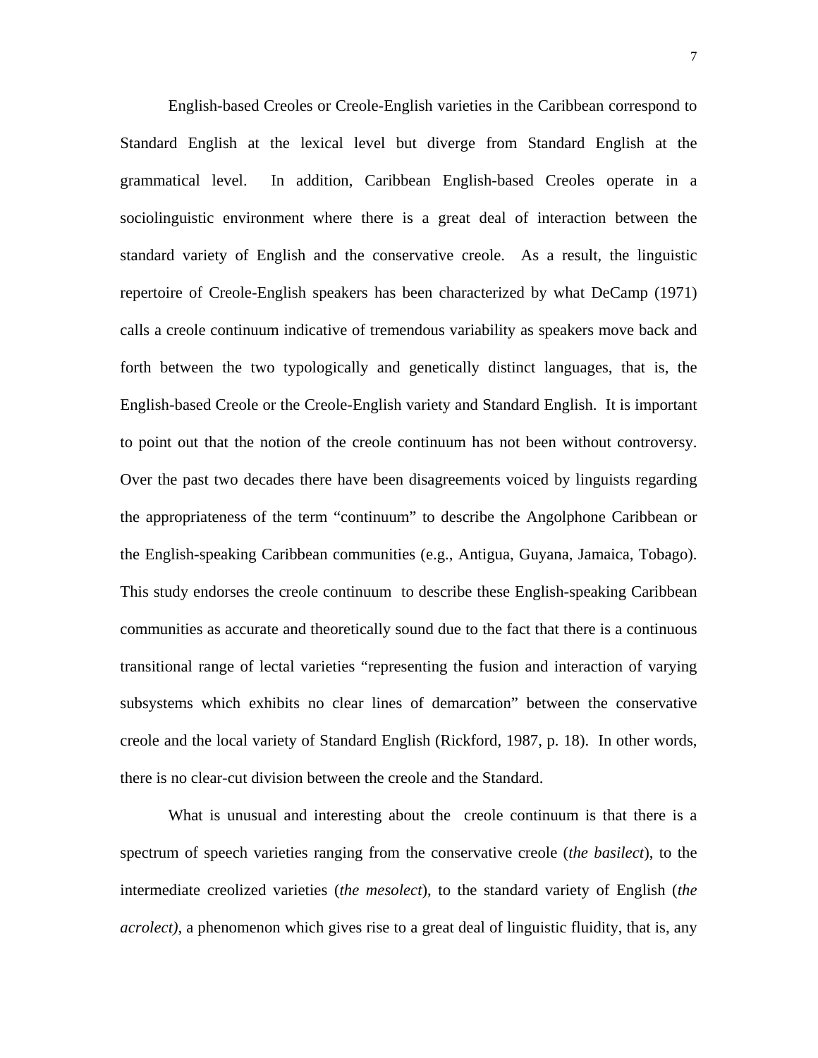English-based Creoles or Creole-English varieties in the Caribbean correspond to Standard English at the lexical level but diverge from Standard English at the grammatical level. In addition, Caribbean English-based Creoles operate in a sociolinguistic environment where there is a great deal of interaction between the standard variety of English and the conservative creole. As a result, the linguistic repertoire of Creole-English speakers has been characterized by what DeCamp (1971) calls a creole continuum indicative of tremendous variability as speakers move back and forth between the two typologically and genetically distinct languages, that is, the English-based Creole or the Creole-English variety and Standard English. It is important to point out that the notion of the creole continuum has not been without controversy. Over the past two decades there have been disagreements voiced by linguists regarding the appropriateness of the term "continuum" to describe the Angolphone Caribbean or the English-speaking Caribbean communities (e.g., Antigua, Guyana, Jamaica, Tobago). This study endorses the creole continuum to describe these English-speaking Caribbean communities as accurate and theoretically sound due to the fact that there is a continuous transitional range of lectal varieties "representing the fusion and interaction of varying subsystems which exhibits no clear lines of demarcation" between the conservative creole and the local variety of Standard English (Rickford, 1987, p. 18). In other words, there is no clear-cut division between the creole and the Standard.

What is unusual and interesting about the creole continuum is that there is a spectrum of speech varieties ranging from the conservative creole (*the basilect*), to the intermediate creolized varieties (*the mesolect*), to the standard variety of English (*the acrolect)*, a phenomenon which gives rise to a great deal of linguistic fluidity, that is, any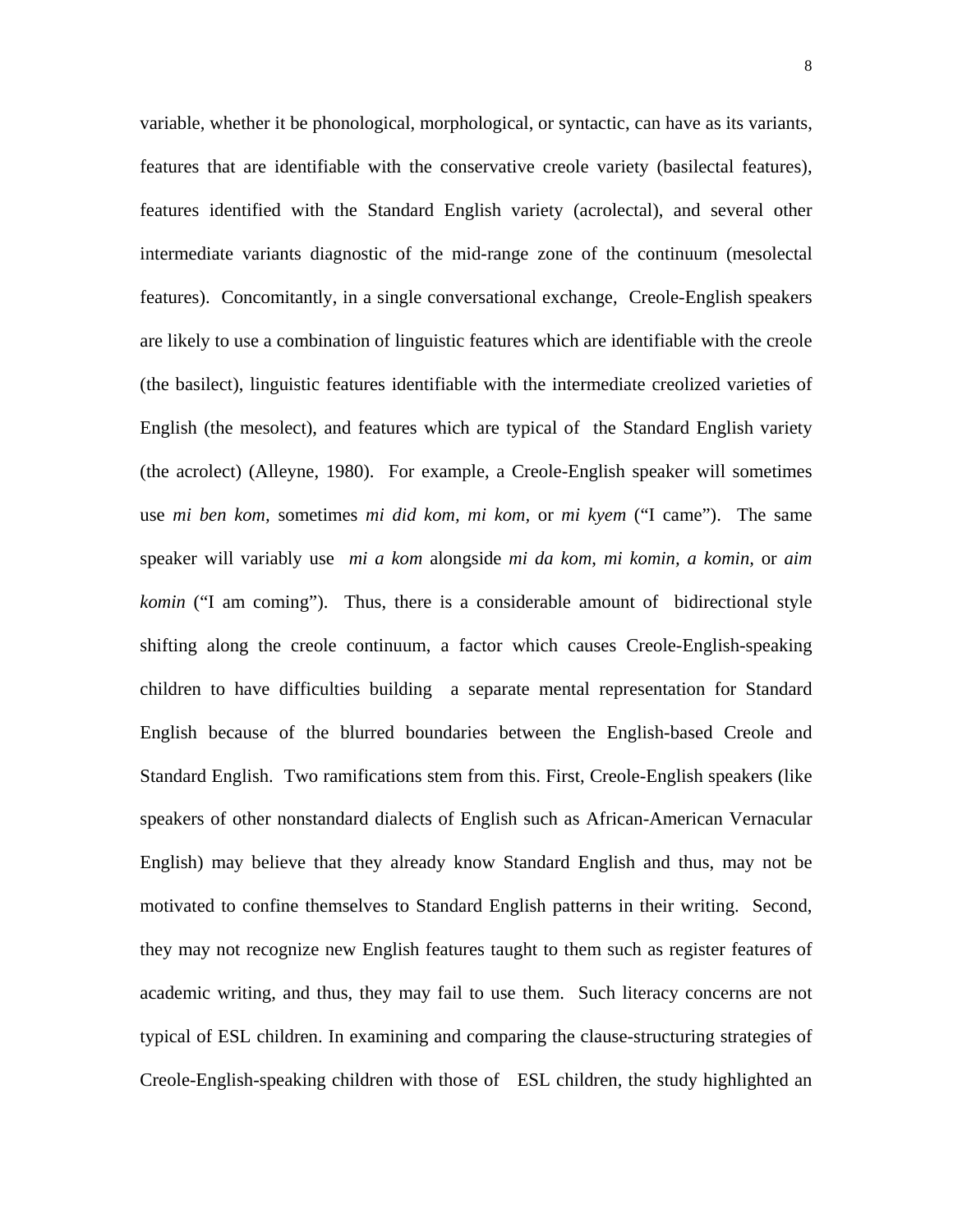variable, whether it be phonological, morphological, or syntactic, can have as its variants, features that are identifiable with the conservative creole variety (basilectal features), features identified with the Standard English variety (acrolectal), and several other intermediate variants diagnostic of the mid-range zone of the continuum (mesolectal features). Concomitantly, in a single conversational exchange, Creole-English speakers are likely to use a combination of linguistic features which are identifiable with the creole (the basilect), linguistic features identifiable with the intermediate creolized varieties of English (the mesolect), and features which are typical of the Standard English variety (the acrolect) (Alleyne, 1980). For example, a Creole-English speaker will sometimes use *mi ben kom,* sometimes *mi did kom, mi kom,* or *mi kyem* ("I came"). The same speaker will variably use *mi a kom* alongside *mi da kom*, *mi komin*, *a komin,* or *aim komin* ("I am coming"). Thus, there is a considerable amount of bidirectional style shifting along the creole continuum, a factor which causes Creole-English-speaking children to have difficulties building a separate mental representation for Standard English because of the blurred boundaries between the English-based Creole and Standard English. Two ramifications stem from this. First, Creole-English speakers (like speakers of other nonstandard dialects of English such as African-American Vernacular English) may believe that they already know Standard English and thus, may not be motivated to confine themselves to Standard English patterns in their writing. Second, they may not recognize new English features taught to them such as register features of academic writing, and thus, they may fail to use them. Such literacy concerns are not typical of ESL children. In examining and comparing the clause-structuring strategies of Creole-English-speaking children with those of ESL children, the study highlighted an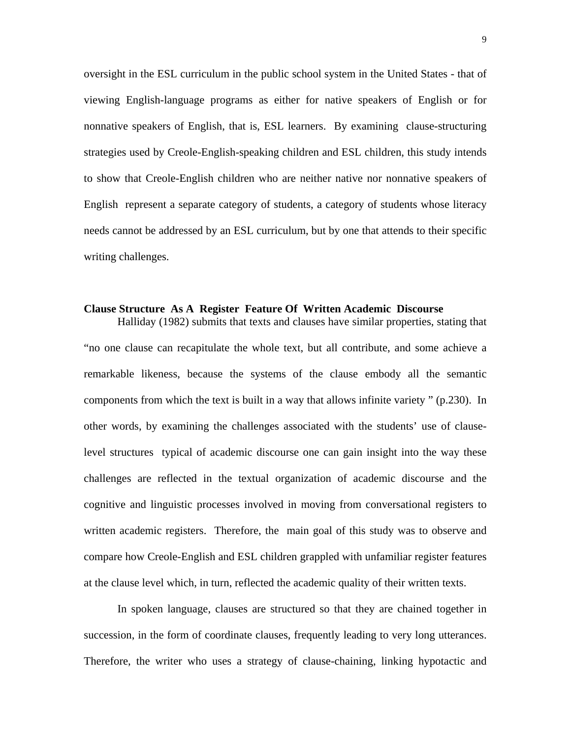oversight in the ESL curriculum in the public school system in the United States - that of viewing English-language programs as either for native speakers of English or for nonnative speakers of English, that is, ESL learners. By examining clause-structuring strategies used by Creole-English-speaking children and ESL children, this study intends to show that Creole-English children who are neither native nor nonnative speakers of English represent a separate category of students, a category of students whose literacy needs cannot be addressed by an ESL curriculum, but by one that attends to their specific writing challenges.

**Clause Structure As A Register Feature Of Written Academic Discourse**

Halliday (1982) submits that texts and clauses have similar properties, stating that "no one clause can recapitulate the whole text, but all contribute, and some achieve a remarkable likeness, because the systems of the clause embody all the semantic components from which the text is built in a way that allows infinite variety " (p.230). In other words, by examining the challenges associated with the students' use of clause-level structures typical of academic discourse one can gain insight into the way these challenges are reflected in the textual organization of academic discourse and the cognitive and linguistic processes involved in moving from conversational registers to written academic registers. Therefore, the main goal of this study was to observe and compare how Creole-English and ESL children grappled with unfamiliar register features at the clause level which, in turn, reflected the academic quality of their written texts.

In spoken language, clauses are structured so that they are chained together in succession, in the form of coordinate clauses, frequently leading to very long utterances. Therefore, the writer who uses a strategy of clause-chaining, linking hypotactic and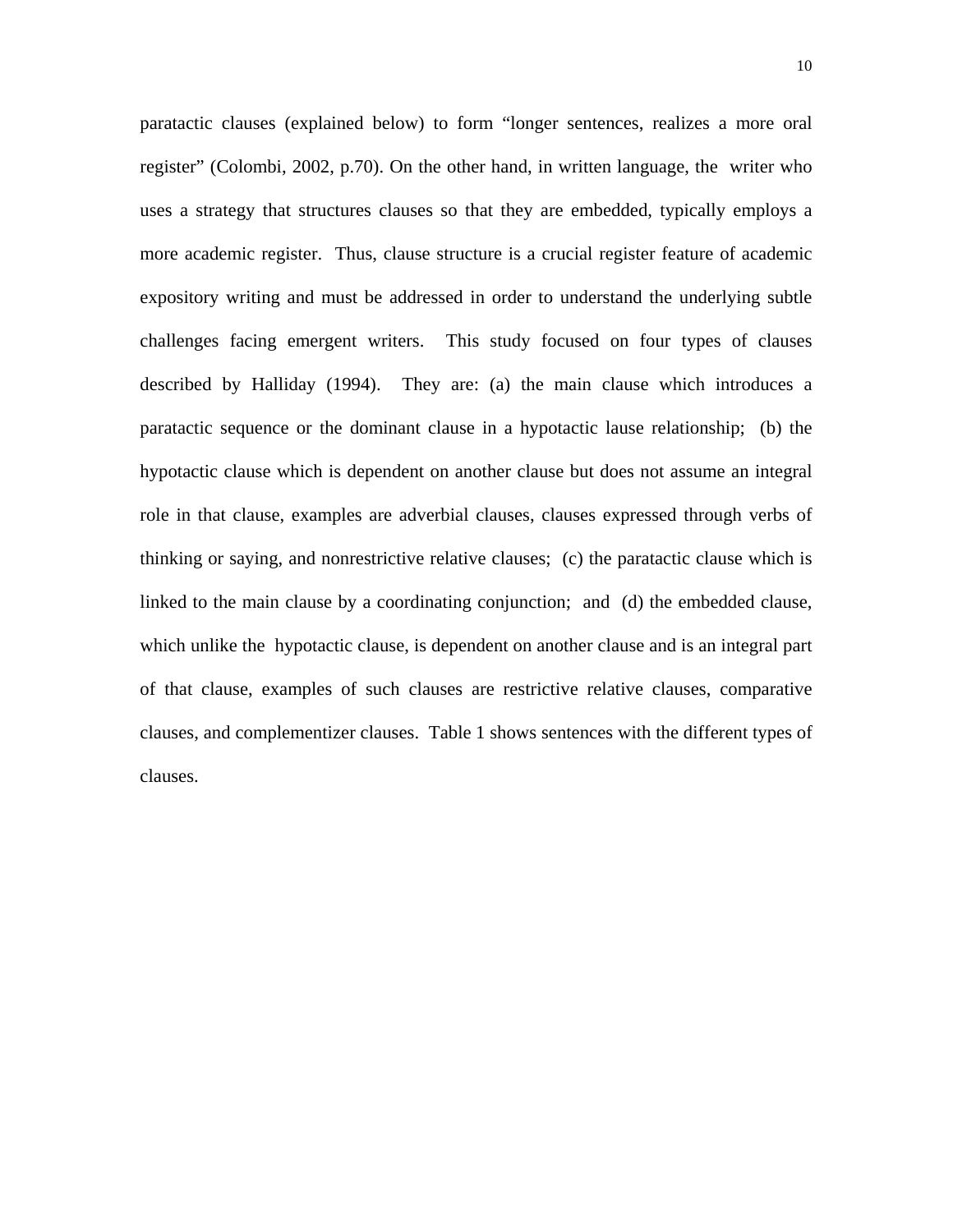paratactic clauses (explained below) to form “longer sentences, realizes a more oral register” (Colombi, 2002, p.70). On the other hand, in written language, the writer who uses a strategy that structures clauses so that they are embedded, typically employs a more academic register. Thus, clause structure is a crucial register feature of academic expository writing and must be addressed in order to understand the underlying subtle challenges facing emergent writers. This study focused on four types of clauses described by Halliday (1994). They are: (a) the main clause which introduces a paratactic sequence or the dominant clause in a hypotactic lause relationship; (b) the hypotactic clause which is dependent on another clause but does not assume an integral role in that clause, examples are adverbial clauses, clauses expressed through verbs of thinking or saying, and nonrestrictive relative clauses; (c) the paratactic clause which is linked to the main clause by a coordinating conjunction; and (d) the embedded clause, which unlike the hypotactic clause, is dependent on another clause and is an integral part of that clause, examples of such clauses are restrictive relative clauses, comparative clauses, and complementizer clauses. Table 1 shows sentences with the different types of clauses.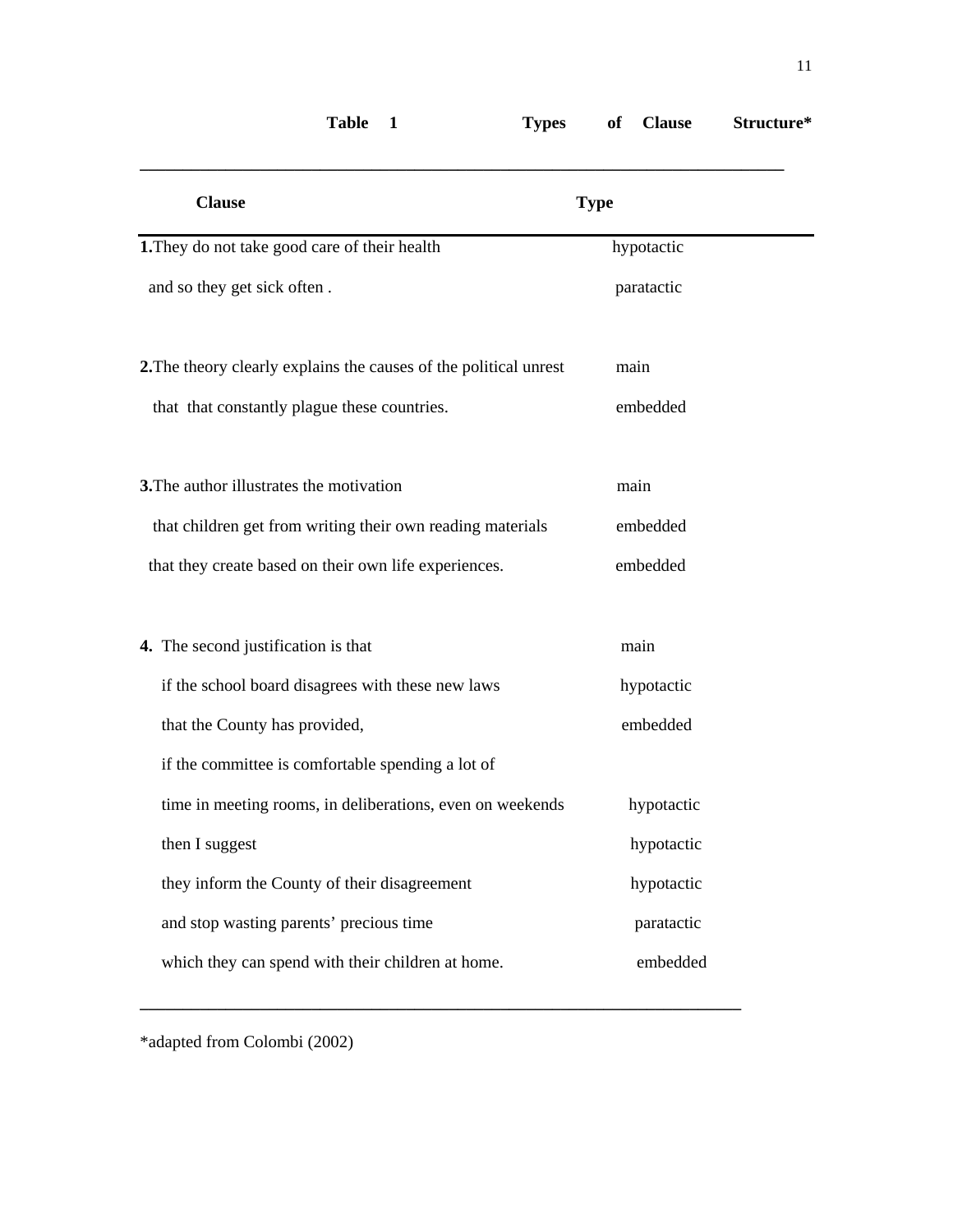**Table 1 Types of Clause Structure***

| Clause | Type |
|---|---|
| **1.** They do not take good care of their health | hypotactic |
| and so they get sick often . | paratactic |
| | |
| **2.** The theory clearly explains the causes of the political unrest | main |
| that that constantly plague these countries. | embedded |
| | |
| **3.** The author illustrates the motivation | main |
| that children get from writing their own reading materials | embedded |
| that they create based on their own life experiences. | embedded |
| | |
| **4.** The second justification is that | main |
| if the school board disagrees with these new laws | hypotactic |
| that the County has provided, | embedded |
| if the committee is comfortable spending a lot of time in meeting rooms, in deliberations, even on weekends | hypotactic |
| then I suggest | hypotactic |
| they inform the County of their disagreement | hypotactic |
| and stop wasting parents' precious time | paratactic |
| which they can spend with their children at home. | embedded |

*adapted from Colombi (2002)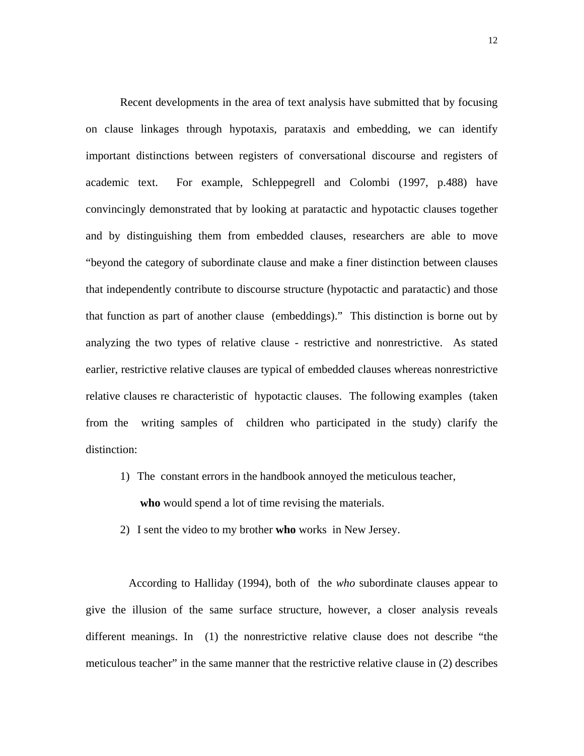Recent developments in the area of text analysis have submitted that by focusing on clause linkages through hypotaxis, parataxis and embedding, we can identify important distinctions between registers of conversational discourse and registers of academic text. For example, Schleppegrell and Colombi (1997, p.488) have convincingly demonstrated that by looking at paratactic and hypotactic clauses together and by distinguishing them from embedded clauses, researchers are able to move "beyond the category of subordinate clause and make a finer distinction between clauses that independently contribute to discourse structure (hypotactic and paratactic) and those that function as part of another clause (embeddings)." This distinction is borne out by analyzing the two types of relative clause - restrictive and nonrestrictive. As stated earlier, restrictive relative clauses are typical of embedded clauses whereas nonrestrictive relative clauses re characteristic of hypotactic clauses. The following examples (taken from the writing samples of children who participated in the study) clarify the distinction:

1) The constant errors in the handbook annoyed the meticulous teacher, **who** would spend a lot of time revising the materials.
2) I sent the video to my brother **who** works in New Jersey.

According to Halliday (1994), both of the *who* subordinate clauses appear to give the illusion of the same surface structure, however, a closer analysis reveals different meanings. In (1) the nonrestrictive relative clause does not describe "the meticulous teacher" in the same manner that the restrictive relative clause in (2) describes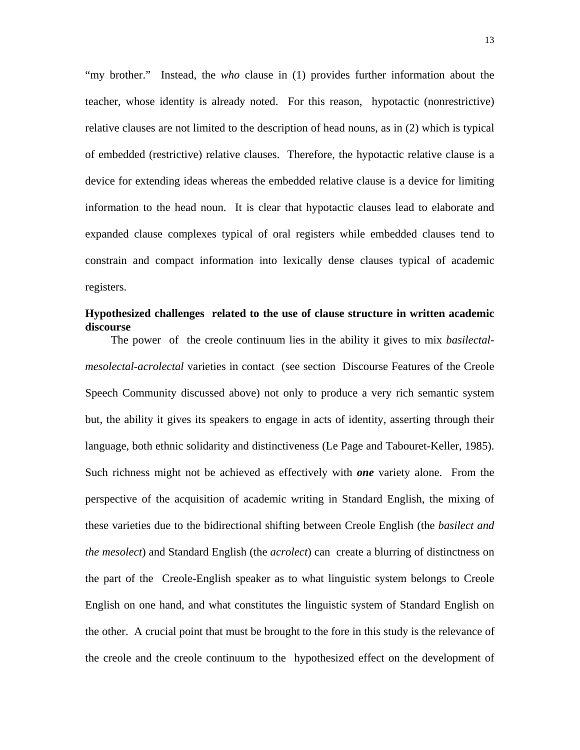"my brother." Instead, the *who* clause in (1) provides further information about the teacher, whose identity is already noted. For this reason, hypotactic (nonrestrictive) relative clauses are not limited to the description of head nouns, as in (2) which is typical of embedded (restrictive) relative clauses. Therefore, the hypotactic relative clause is a device for extending ideas whereas the embedded relative clause is a device for limiting information to the head noun. It is clear that hypotactic clauses lead to elaborate and expanded clause complexes typical of oral registers while embedded clauses tend to constrain and compact information into lexically dense clauses typical of academic registers.

**Hypothesized challenges related to the use of clause structure in written academic discourse**

The power of the creole continuum lies in the ability it gives to mix *basilectal-mesolectal-acrolectal* varieties in contact (see section Discourse Features of the Creole Speech Community discussed above) not only to produce a very rich semantic system but, the ability it gives its speakers to engage in acts of identity, asserting through their language, both ethnic solidarity and distinctiveness (Le Page and Tabouret-Keller, 1985). Such richness might not be achieved as effectively with ***one*** variety alone. From the perspective of the acquisition of academic writing in Standard English, the mixing of these varieties due to the bidirectional shifting between Creole English (the *basilect and the mesolect*) and Standard English (the *acrolect*) can create a blurring of distinctness on the part of the Creole-English speaker as to what linguistic system belongs to Creole English on one hand, and what constitutes the linguistic system of Standard English on the other. A crucial point that must be brought to the fore in this study is the relevance of the creole and the creole continuum to the hypothesized effect on the development of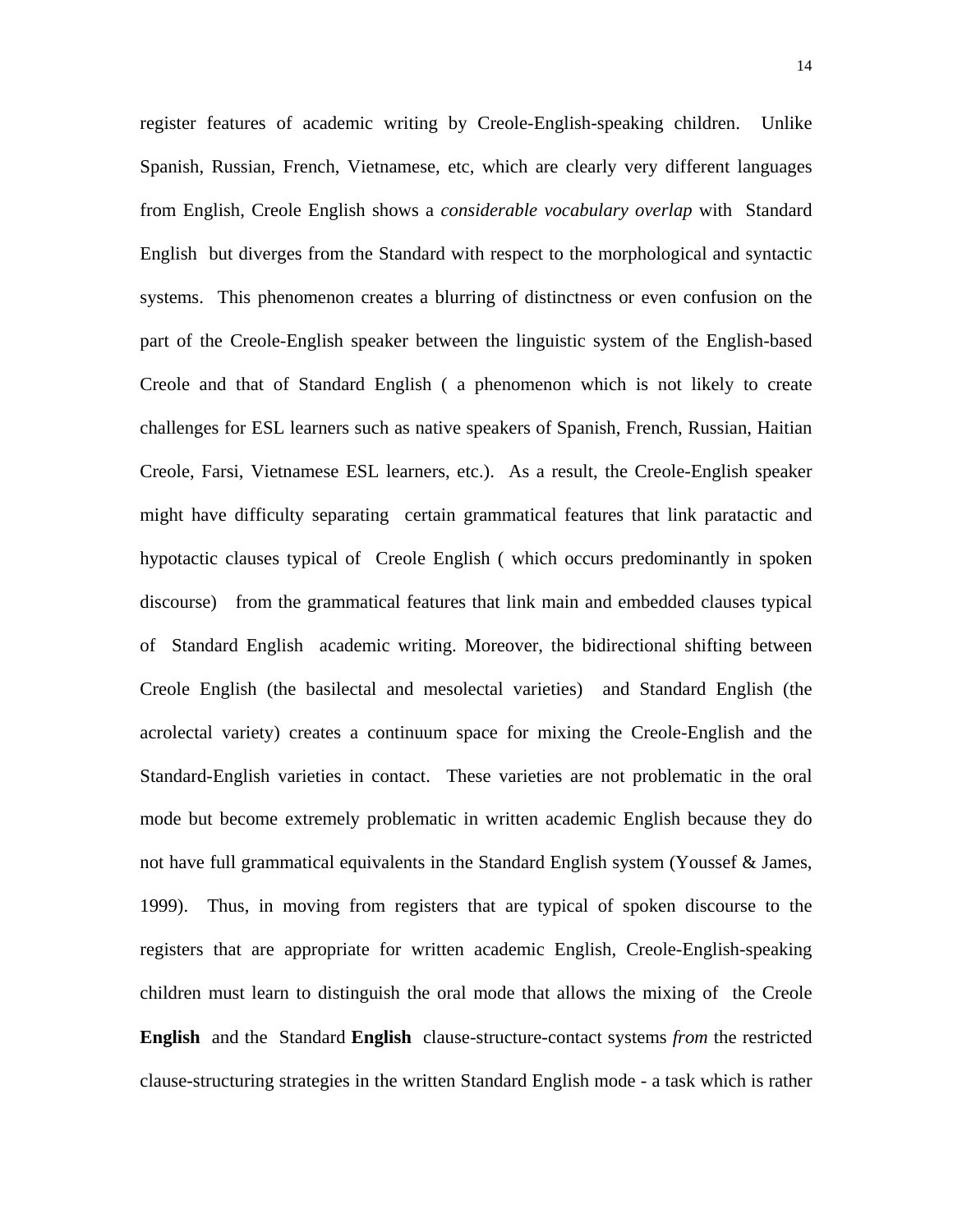register features of academic writing by Creole-English-speaking children. Unlike Spanish, Russian, French, Vietnamese, etc, which are clearly very different languages from English, Creole English shows a *considerable vocabulary overlap* with Standard English but diverges from the Standard with respect to the morphological and syntactic systems. This phenomenon creates a blurring of distinctness or even confusion on the part of the Creole-English speaker between the linguistic system of the English-based Creole and that of Standard English ( a phenomenon which is not likely to create challenges for ESL learners such as native speakers of Spanish, French, Russian, Haitian Creole, Farsi, Vietnamese ESL learners, etc.). As a result, the Creole-English speaker might have difficulty separating certain grammatical features that link paratactic and hypotactic clauses typical of Creole English ( which occurs predominantly in spoken discourse) from the grammatical features that link main and embedded clauses typical of Standard English academic writing. Moreover, the bidirectional shifting between Creole English (the basilectal and mesolectal varieties) and Standard English (the acrolectal variety) creates a continuum space for mixing the Creole-English and the Standard-English varieties in contact. These varieties are not problematic in the oral mode but become extremely problematic in written academic English because they do not have full grammatical equivalents in the Standard English system (Youssef & James, 1999). Thus, in moving from registers that are typical of spoken discourse to the registers that are appropriate for written academic English, Creole-English-speaking children must learn to distinguish the oral mode that allows the mixing of the Creole **English** and the Standard **English** clause-structure-contact systems *from* the restricted clause-structuring strategies in the written Standard English mode - a task which is rather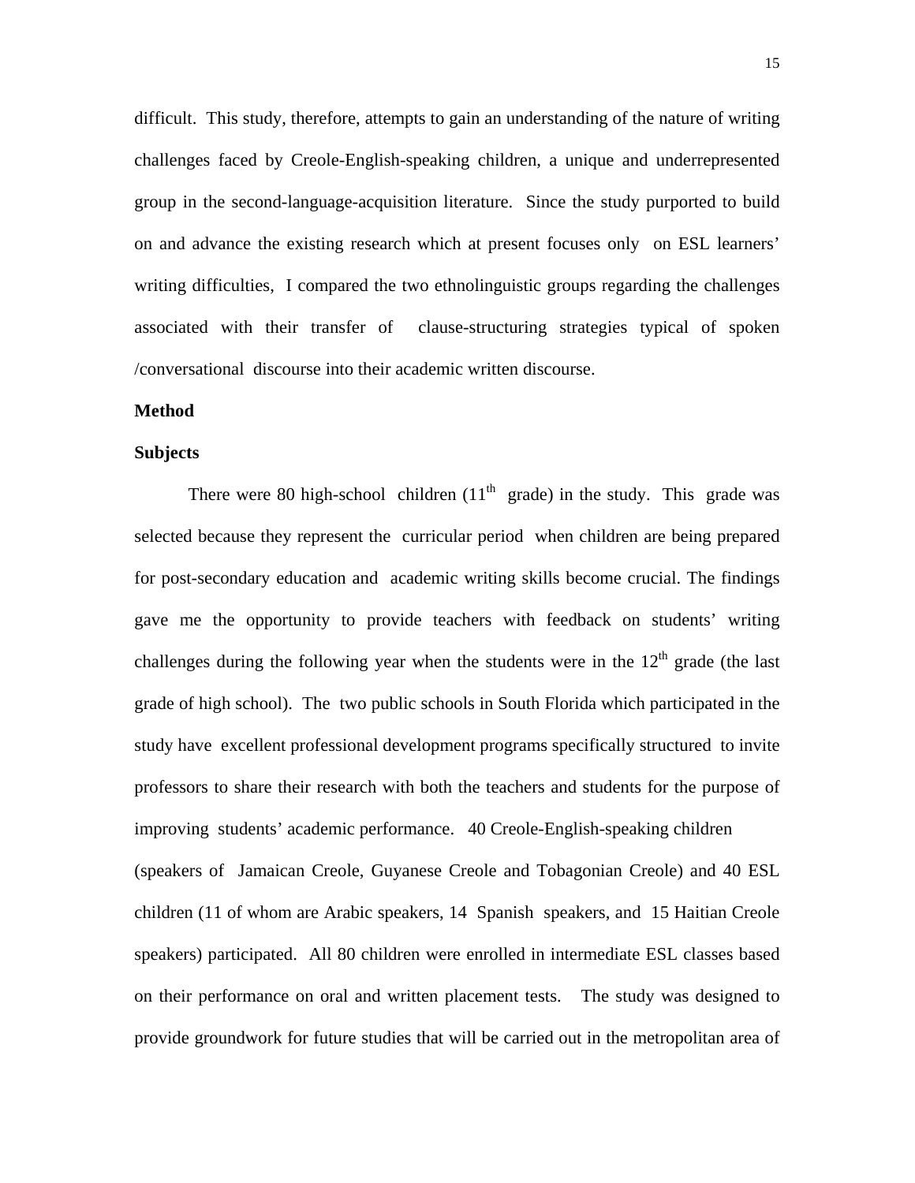difficult. This study, therefore, attempts to gain an understanding of the nature of writing challenges faced by Creole-English-speaking children, a unique and underrepresented group in the second-language-acquisition literature. Since the study purported to build on and advance the existing research which at present focuses only on ESL learners' writing difficulties, I compared the two ethnolinguistic groups regarding the challenges associated with their transfer of clause-structuring strategies typical of spoken /conversational discourse into their academic written discourse.

## Method

### Subjects

There were 80 high-school children (11th grade) in the study. This grade was selected because they represent the curricular period when children are being prepared for post-secondary education and academic writing skills become crucial. The findings gave me the opportunity to provide teachers with feedback on students' writing challenges during the following year when the students were in the 12th grade (the last grade of high school). The two public schools in South Florida which participated in the study have excellent professional development programs specifically structured to invite professors to share their research with both the teachers and students for the purpose of improving students' academic performance. 40 Creole-English-speaking children (speakers of Jamaican Creole, Guyanese Creole and Tobagonian Creole) and 40 ESL children (11 of whom are Arabic speakers, 14 Spanish speakers, and 15 Haitian Creole speakers) participated. All 80 children were enrolled in intermediate ESL classes based on their performance on oral and written placement tests. The study was designed to provide groundwork for future studies that will be carried out in the metropolitan area of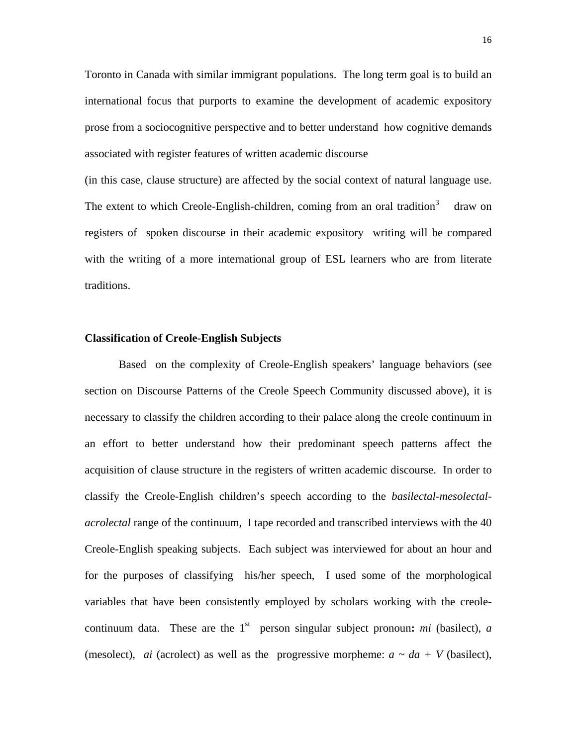Toronto in Canada with similar immigrant populations. The long term goal is to build an international focus that purports to examine the development of academic expository prose from a sociocognitive perspective and to better understand how cognitive demands associated with register features of written academic discourse

(in this case, clause structure) are affected by the social context of natural language use. The extent to which Creole-English-children, coming from an oral tradition[3] draw on registers of spoken discourse in their academic expository writing will be compared with the writing of a more international group of ESL learners who are from literate traditions.

**Classification of Creole-English Subjects**

Based on the complexity of Creole-English speakers' language behaviors (see section on Discourse Patterns of the Creole Speech Community discussed above), it is necessary to classify the children according to their palace along the creole continuum in an effort to better understand how their predominant speech patterns affect the acquisition of clause structure in the registers of written academic discourse. In order to classify the Creole-English children's speech according to the *basilectal-mesolectal-acrolectal* range of the continuum, I tape recorded and transcribed interviews with the 40 Creole-English speaking subjects. Each subject was interviewed for about an hour and for the purposes of classifying his/her speech, I used some of the morphological variables that have been consistently employed by scholars working with the creole-continuum data. These are the 1st person singular subject pronoun**:** *mi* (basilect), *a* (mesolect), *ai* (acrolect) as well as the progressive morpheme: *a ~ da + V* (basilect),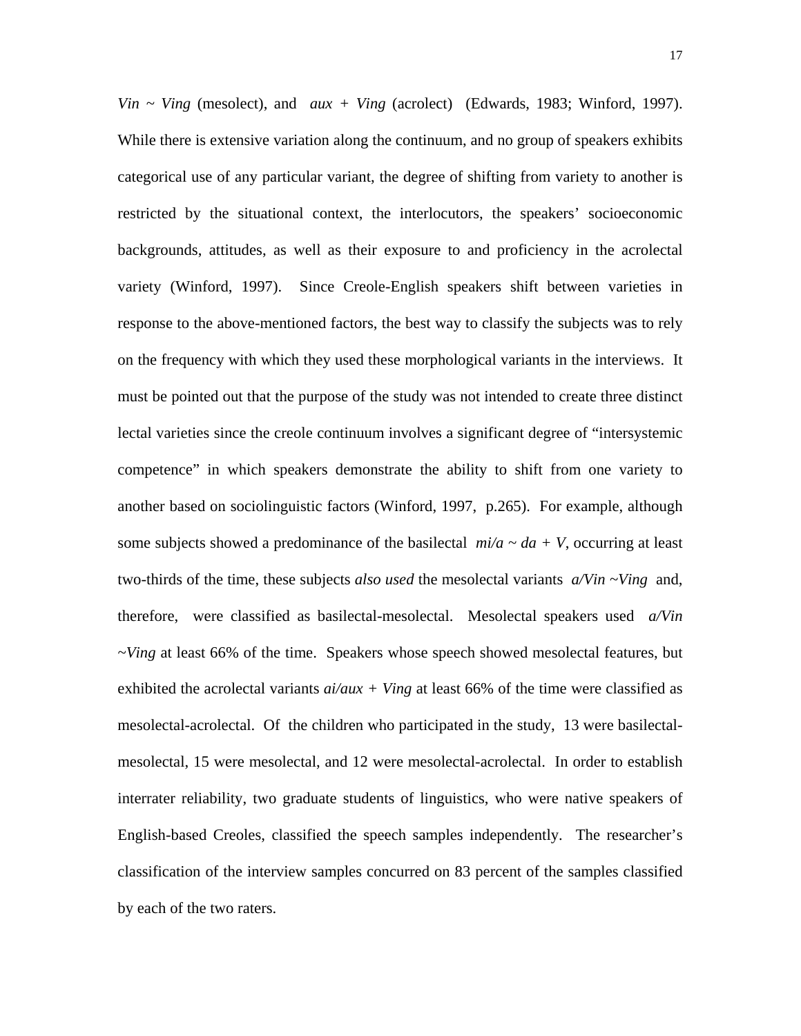*Vin ~ Ving* (mesolect), and *aux + Ving* (acrolect) (Edwards, 1983; Winford, 1997). While there is extensive variation along the continuum, and no group of speakers exhibits categorical use of any particular variant, the degree of shifting from variety to another is restricted by the situational context, the interlocutors, the speakers' socioeconomic backgrounds, attitudes, as well as their exposure to and proficiency in the acrolectal variety (Winford, 1997). Since Creole-English speakers shift between varieties in response to the above-mentioned factors, the best way to classify the subjects was to rely on the frequency with which they used these morphological variants in the interviews. It must be pointed out that the purpose of the study was not intended to create three distinct lectal varieties since the creole continuum involves a significant degree of "intersystemic competence" in which speakers demonstrate the ability to shift from one variety to another based on sociolinguistic factors (Winford, 1997, p.265). For example, although some subjects showed a predominance of the basilectal *mi/a ~ da + V*, occurring at least two-thirds of the time, these subjects *also used* the mesolectal variants *a/Vin ~Ving* and, therefore, were classified as basilectal-mesolectal. Mesolectal speakers used *a/Vin ~Ving* at least 66% of the time. Speakers whose speech showed mesolectal features, but exhibited the acrolectal variants *ai/aux + Ving* at least 66% of the time were classified as mesolectal-acrolectal. Of the children who participated in the study, 13 were basilectal-mesolectal, 15 were mesolectal, and 12 were mesolectal-acrolectal. In order to establish interrater reliability, two graduate students of linguistics, who were native speakers of English-based Creoles, classified the speech samples independently. The researcher's classification of the interview samples concurred on 83 percent of the samples classified by each of the two raters.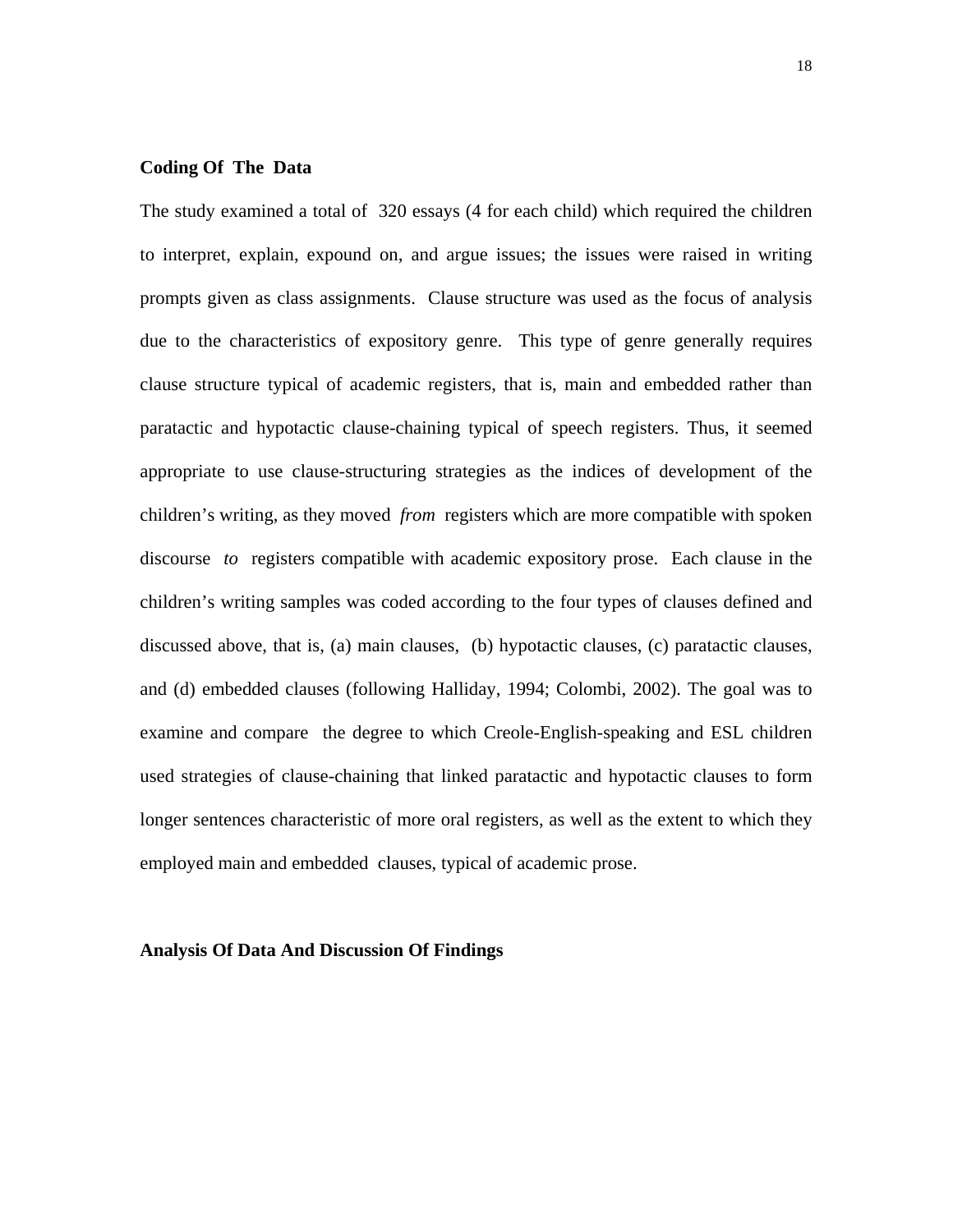## Coding Of The Data

The study examined a total of 320 essays (4 for each child) which required the children to interpret, explain, expound on, and argue issues; the issues were raised in writing prompts given as class assignments. Clause structure was used as the focus of analysis due to the characteristics of expository genre. This type of genre generally requires clause structure typical of academic registers, that is, main and embedded rather than paratactic and hypotactic clause-chaining typical of speech registers. Thus, it seemed appropriate to use clause-structuring strategies as the indices of development of the children's writing, as they moved *from* registers which are more compatible with spoken discourse *to* registers compatible with academic expository prose. Each clause in the children's writing samples was coded according to the four types of clauses defined and discussed above, that is, (a) main clauses, (b) hypotactic clauses, (c) paratactic clauses, and (d) embedded clauses (following Halliday, 1994; Colombi, 2002). The goal was to examine and compare the degree to which Creole-English-speaking and ESL children used strategies of clause-chaining that linked paratactic and hypotactic clauses to form longer sentences characteristic of more oral registers, as well as the extent to which they employed main and embedded clauses, typical of academic prose.

## Analysis Of Data And Discussion Of Findings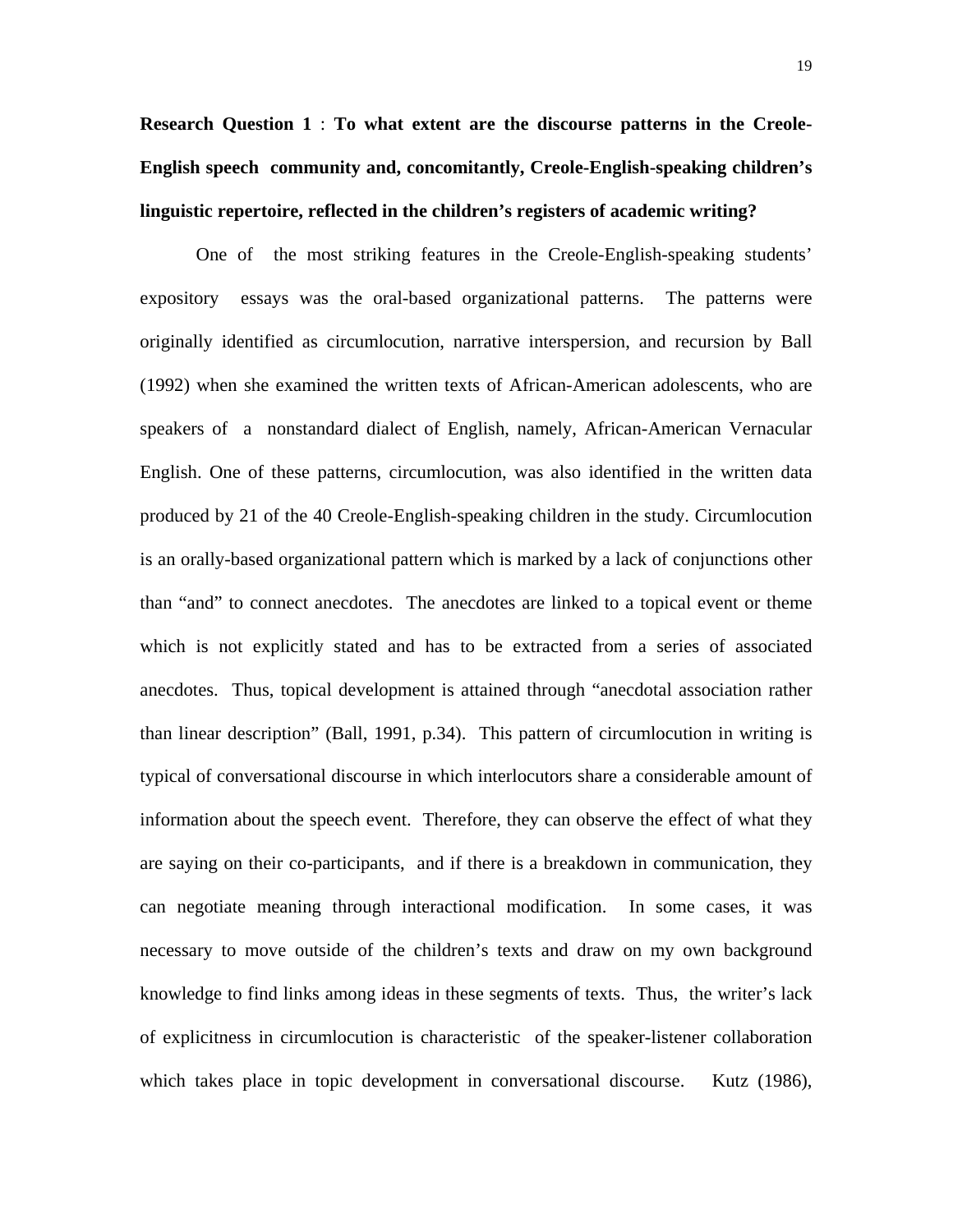**Research Question 1** : **To what extent are the discourse patterns in the Creole-English speech community and, concomitantly, Creole-English-speaking children's linguistic repertoire, reflected in the children's registers of academic writing?**

One of the most striking features in the Creole-English-speaking students' expository essays was the oral-based organizational patterns. The patterns were originally identified as circumlocution, narrative interspersion, and recursion by Ball (1992) when she examined the written texts of African-American adolescents, who are speakers of a nonstandard dialect of English, namely, African-American Vernacular English. One of these patterns, circumlocution, was also identified in the written data produced by 21 of the 40 Creole-English-speaking children in the study. Circumlocution is an orally-based organizational pattern which is marked by a lack of conjunctions other than "and" to connect anecdotes. The anecdotes are linked to a topical event or theme which is not explicitly stated and has to be extracted from a series of associated anecdotes. Thus, topical development is attained through "anecdotal association rather than linear description" (Ball, 1991, p.34). This pattern of circumlocution in writing is typical of conversational discourse in which interlocutors share a considerable amount of information about the speech event. Therefore, they can observe the effect of what they are saying on their co-participants, and if there is a breakdown in communication, they can negotiate meaning through interactional modification. In some cases, it was necessary to move outside of the children's texts and draw on my own background knowledge to find links among ideas in these segments of texts. Thus, the writer's lack of explicitness in circumlocution is characteristic of the speaker-listener collaboration which takes place in topic development in conversational discourse. Kutz (1986),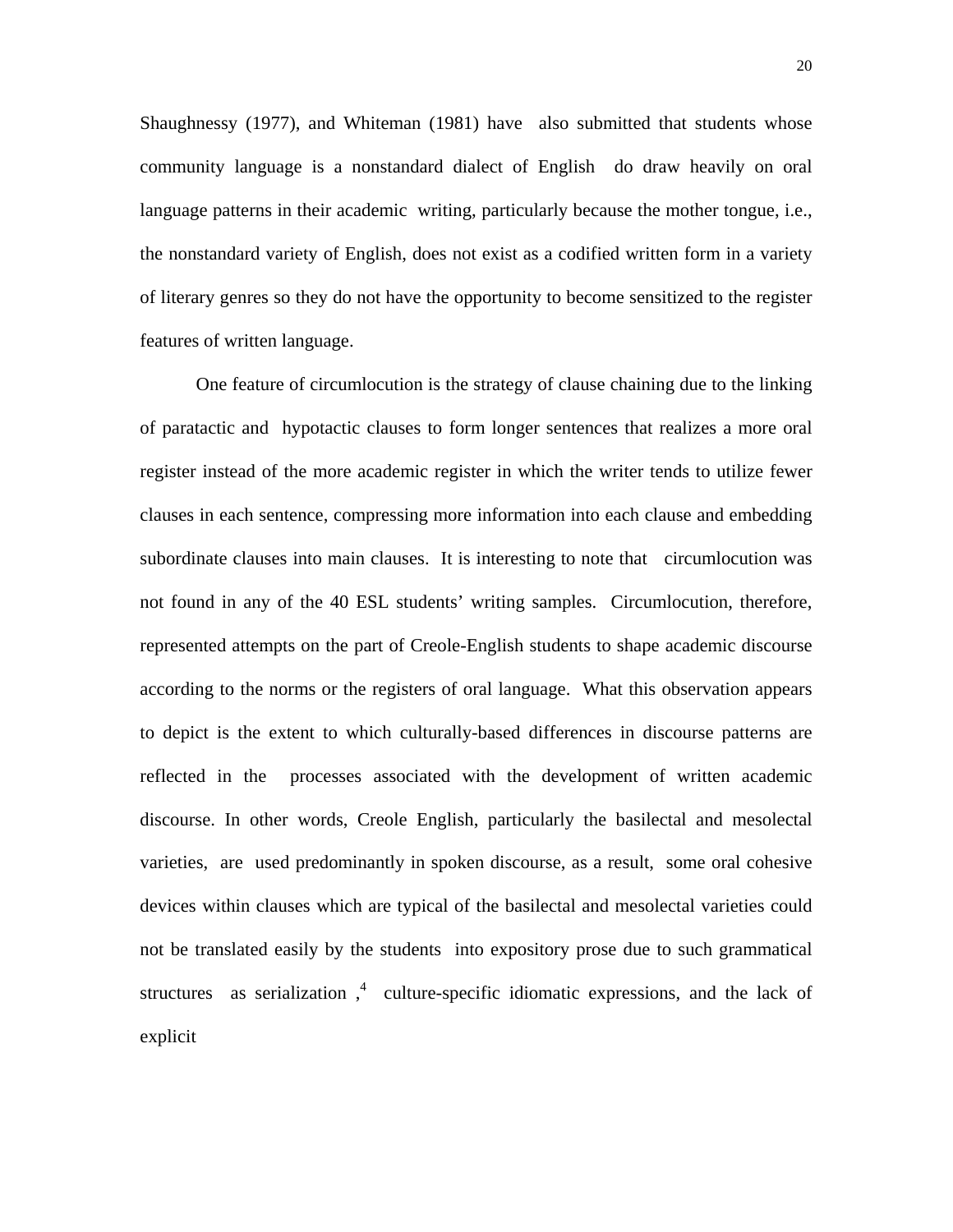Shaughnessy (1977), and Whiteman (1981) have also submitted that students whose community language is a nonstandard dialect of English do draw heavily on oral language patterns in their academic writing, particularly because the mother tongue, i.e., the nonstandard variety of English, does not exist as a codified written form in a variety of literary genres so they do not have the opportunity to become sensitized to the register features of written language.

One feature of circumlocution is the strategy of clause chaining due to the linking of paratactic and hypotactic clauses to form longer sentences that realizes a more oral register instead of the more academic register in which the writer tends to utilize fewer clauses in each sentence, compressing more information into each clause and embedding subordinate clauses into main clauses. It is interesting to note that circumlocution was not found in any of the 40 ESL students' writing samples. Circumlocution, therefore, represented attempts on the part of Creole-English students to shape academic discourse according to the norms or the registers of oral language. What this observation appears to depict is the extent to which culturally-based differences in discourse patterns are reflected in the processes associated with the development of written academic discourse. In other words, Creole English, particularly the basilectal and mesolectal varieties, are used predominantly in spoken discourse, as a result, some oral cohesive devices within clauses which are typical of the basilectal and mesolectal varieties could not be translated easily by the students into expository prose due to such grammatical structures as serialization ,[4] culture-specific idiomatic expressions, and the lack of explicit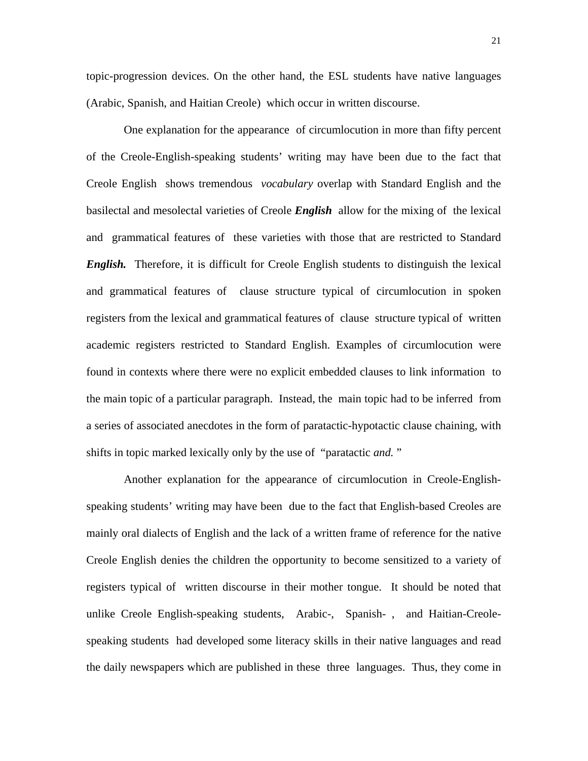topic-progression devices. On the other hand, the ESL students have native languages (Arabic, Spanish, and Haitian Creole) which occur in written discourse.

One explanation for the appearance of circumlocution in more than fifty percent of the Creole-English-speaking students' writing may have been due to the fact that Creole English shows tremendous *vocabulary* overlap with Standard English and the basilectal and mesolectal varieties of Creole ***English*** allow for the mixing of the lexical and grammatical features of these varieties with those that are restricted to Standard ***English.*** Therefore, it is difficult for Creole English students to distinguish the lexical and grammatical features of clause structure typical of circumlocution in spoken registers from the lexical and grammatical features of clause structure typical of written academic registers restricted to Standard English. Examples of circumlocution were found in contexts where there were no explicit embedded clauses to link information to the main topic of a particular paragraph. Instead, the main topic had to be inferred from a series of associated anecdotes in the form of paratactic-hypotactic clause chaining, with shifts in topic marked lexically only by the use of "paratactic *and.* "

Another explanation for the appearance of circumlocution in Creole-English-speaking students' writing may have been due to the fact that English-based Creoles are mainly oral dialects of English and the lack of a written frame of reference for the native Creole English denies the children the opportunity to become sensitized to a variety of registers typical of written discourse in their mother tongue. It should be noted that unlike Creole English-speaking students, Arabic-, Spanish- , and Haitian-Creole-speaking students had developed some literacy skills in their native languages and read the daily newspapers which are published in these three languages. Thus, they come in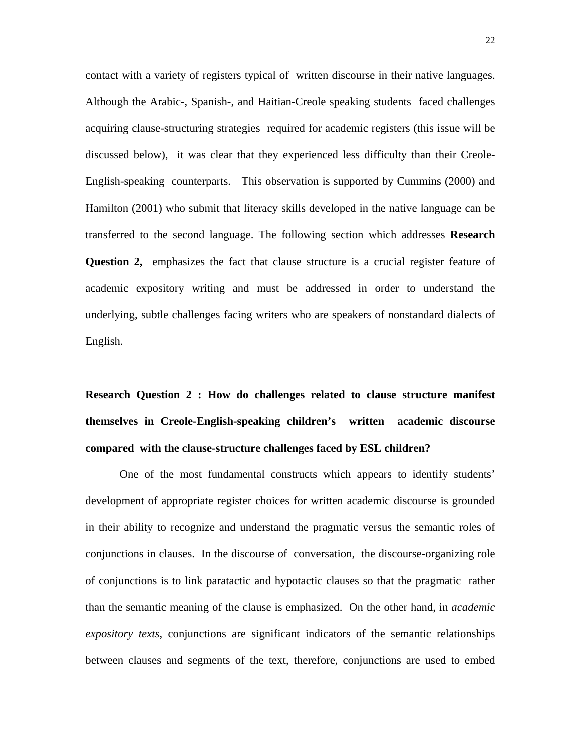contact with a variety of registers typical of written discourse in their native languages. Although the Arabic-, Spanish-, and Haitian-Creole speaking students faced challenges acquiring clause-structuring strategies required for academic registers (this issue will be discussed below), it was clear that they experienced less difficulty than their Creole-English-speaking counterparts. This observation is supported by Cummins (2000) and Hamilton (2001) who submit that literacy skills developed in the native language can be transferred to the second language. The following section which addresses **Research Question 2,** emphasizes the fact that clause structure is a crucial register feature of academic expository writing and must be addressed in order to understand the underlying, subtle challenges facing writers who are speakers of nonstandard dialects of English.

**Research Question 2 : How do challenges related to clause structure manifest themselves in Creole-English-speaking children's written academic discourse compared with the clause-structure challenges faced by ESL children?**

One of the most fundamental constructs which appears to identify students' development of appropriate register choices for written academic discourse is grounded in their ability to recognize and understand the pragmatic versus the semantic roles of conjunctions in clauses. In the discourse of conversation, the discourse-organizing role of conjunctions is to link paratactic and hypotactic clauses so that the pragmatic rather than the semantic meaning of the clause is emphasized. On the other hand, in *academic expository texts,* conjunctions are significant indicators of the semantic relationships between clauses and segments of the text, therefore, conjunctions are used to embed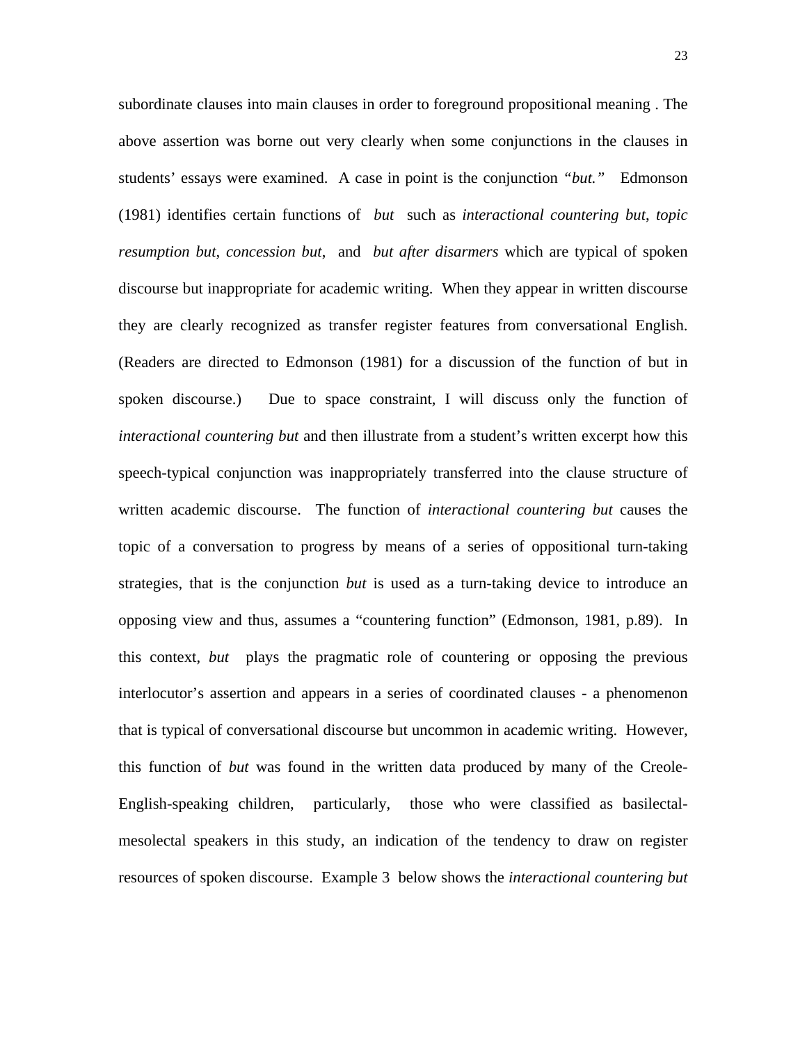subordinate clauses into main clauses in order to foreground propositional meaning . The above assertion was borne out very clearly when some conjunctions in the clauses in students' essays were examined. A case in point is the conjunction "*but.*" Edmonson (1981) identifies certain functions of *but* such as *interactional countering but*, *topic resumption but*, *concession but*, and *but after disarmers* which are typical of spoken discourse but inappropriate for academic writing. When they appear in written discourse they are clearly recognized as transfer register features from conversational English. (Readers are directed to Edmonson (1981) for a discussion of the function of but in spoken discourse.) Due to space constraint, I will discuss only the function of *interactional countering but* and then illustrate from a student's written excerpt how this speech-typical conjunction was inappropriately transferred into the clause structure of written academic discourse. The function of *interactional countering but* causes the topic of a conversation to progress by means of a series of oppositional turn-taking strategies, that is the conjunction *but* is used as a turn-taking device to introduce an opposing view and thus, assumes a "countering function" (Edmonson, 1981, p.89). In this context, *but* plays the pragmatic role of countering or opposing the previous interlocutor's assertion and appears in a series of coordinated clauses - a phenomenon that is typical of conversational discourse but uncommon in academic writing. However, this function of *but* was found in the written data produced by many of the Creole-English-speaking children, particularly, those who were classified as basilectal-mesolectal speakers in this study, an indication of the tendency to draw on register resources of spoken discourse. Example 3 below shows the *interactional countering but*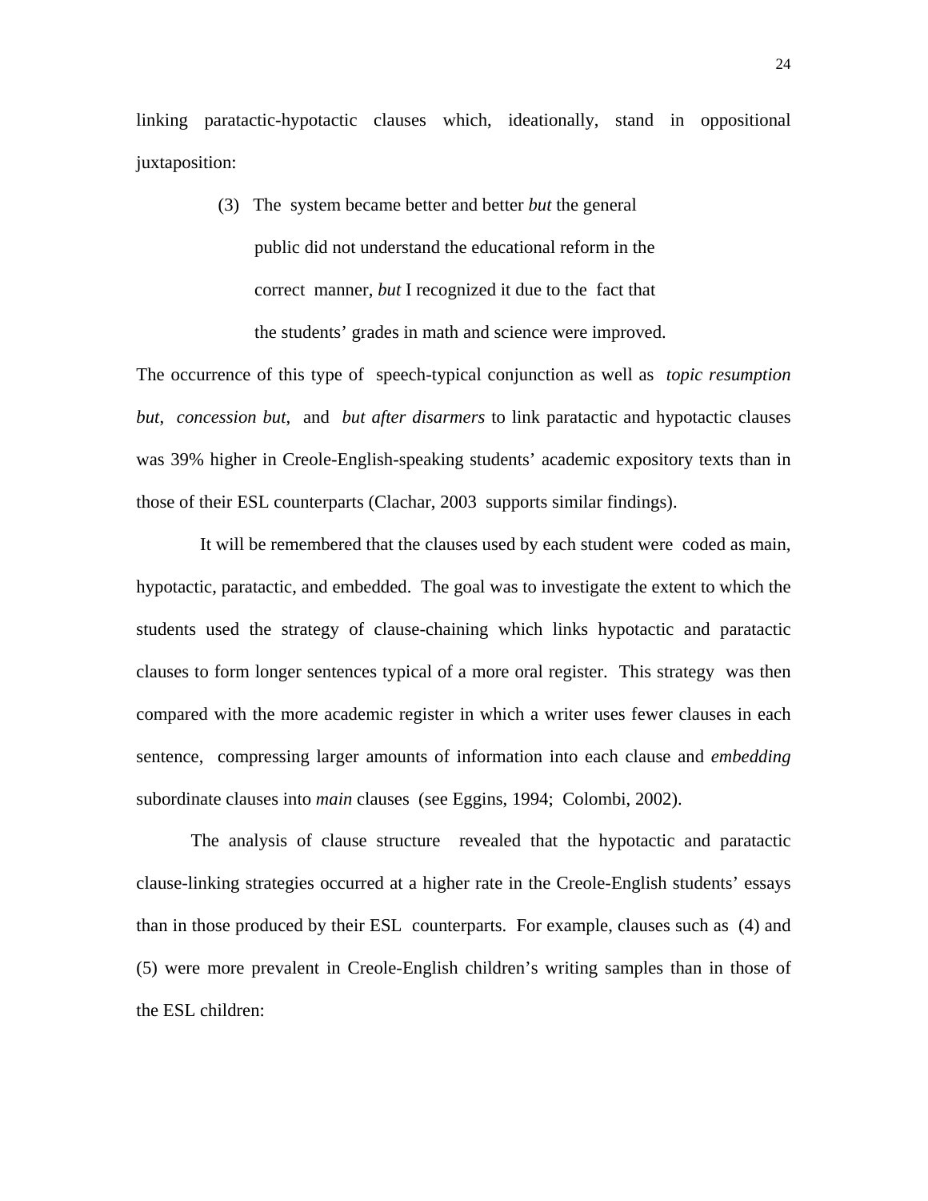linking paratactic-hypotactic clauses which, ideationally, stand in oppositional juxtaposition:

> (3) The system became better and better *but* the general public did not understand the educational reform in the correct manner, *but* I recognized it due to the fact that the students' grades in math and science were improved.

The occurrence of this type of speech-typical conjunction as well as *topic resumption but*, *concession but*, and *but after disarmers* to link paratactic and hypotactic clauses was 39% higher in Creole-English-speaking students' academic expository texts than in those of their ESL counterparts (Clachar, 2003 supports similar findings).

It will be remembered that the clauses used by each student were coded as main, hypotactic, paratactic, and embedded. The goal was to investigate the extent to which the students used the strategy of clause-chaining which links hypotactic and paratactic clauses to form longer sentences typical of a more oral register. This strategy was then compared with the more academic register in which a writer uses fewer clauses in each sentence, compressing larger amounts of information into each clause and *embedding* subordinate clauses into *main* clauses (see Eggins, 1994; Colombi, 2002).

The analysis of clause structure revealed that the hypotactic and paratactic clause-linking strategies occurred at a higher rate in the Creole-English students' essays than in those produced by their ESL counterparts. For example, clauses such as (4) and (5) were more prevalent in Creole-English children's writing samples than in those of the ESL children: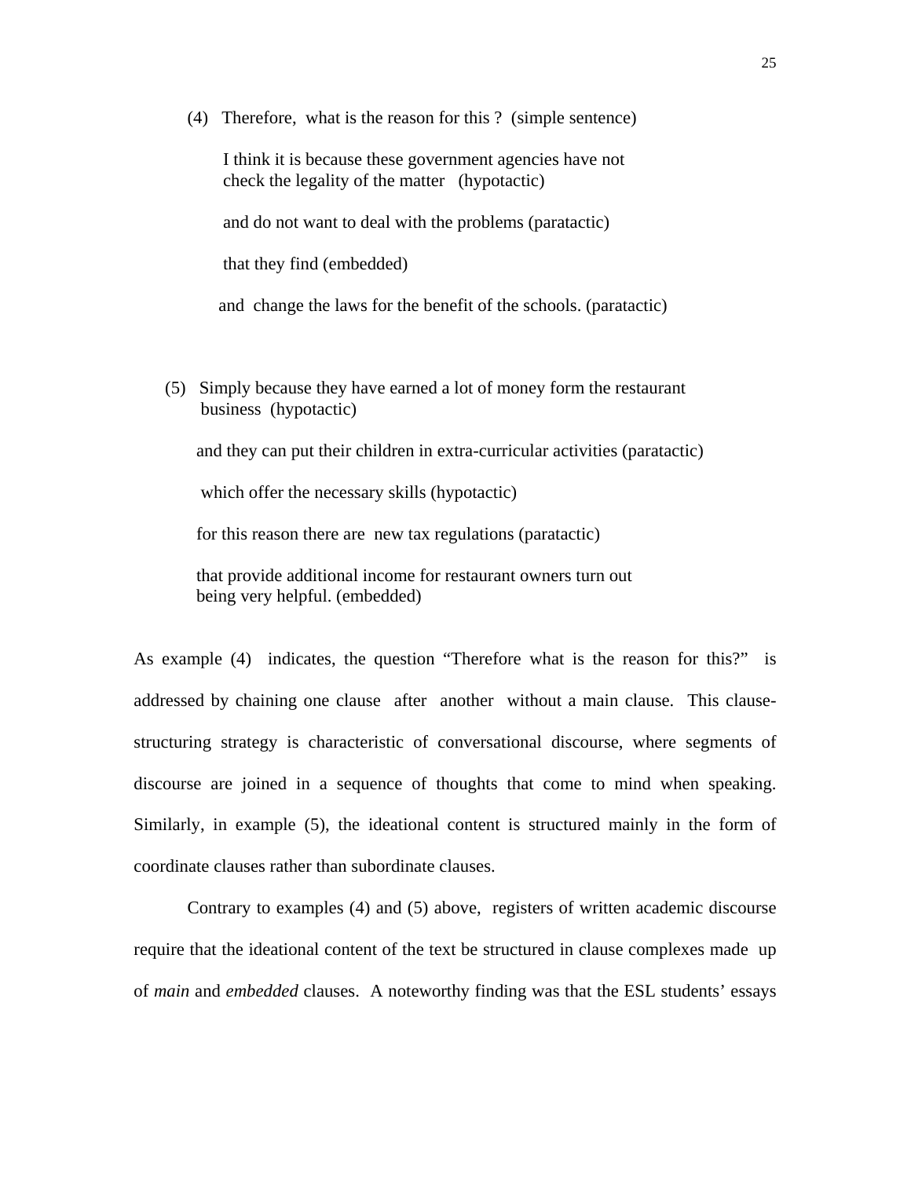(4) Therefore, what is the reason for this ? (simple sentence)

I think it is because these government agencies have not check the legality of the matter (hypotactic)

and do not want to deal with the problems (paratactic)

that they find (embedded)

and change the laws for the benefit of the schools. (paratactic)

(5) Simply because they have earned a lot of money form the restaurant business (hypotactic)

and they can put their children in extra-curricular activities (paratactic)

which offer the necessary skills (hypotactic)

for this reason there are new tax regulations (paratactic)

that provide additional income for restaurant owners turn out being very helpful. (embedded)

As example (4) indicates, the question “Therefore what is the reason for this?” is addressed by chaining one clause after another without a main clause. This clause-structuring strategy is characteristic of conversational discourse, where segments of discourse are joined in a sequence of thoughts that come to mind when speaking. Similarly, in example (5), the ideational content is structured mainly in the form of coordinate clauses rather than subordinate clauses.

Contrary to examples (4) and (5) above, registers of written academic discourse require that the ideational content of the text be structured in clause complexes made up of *main* and *embedded* clauses. A noteworthy finding was that the ESL students' essays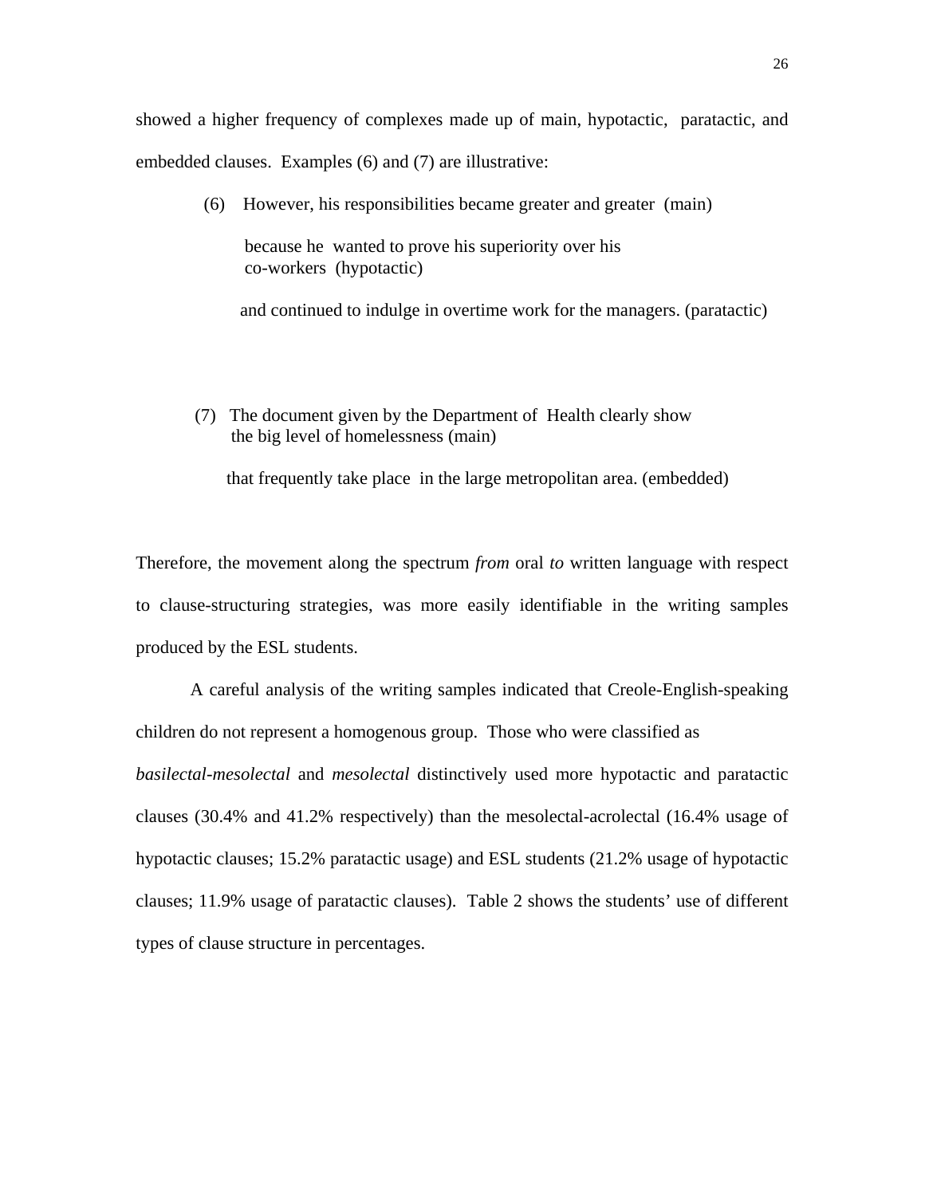showed a higher frequency of complexes made up of main, hypotactic, paratactic, and embedded clauses. Examples (6) and (7) are illustrative:

> (6) However, his responsibilities became greater and greater (main)
>
> because he wanted to prove his superiority over his co-workers (hypotactic)
>
> and continued to indulge in overtime work for the managers. (paratactic)

> (7) The document given by the Department of Health clearly show the big level of homelessness (main)
>
> that frequently take place in the large metropolitan area. (embedded)

Therefore, the movement along the spectrum *from* oral *to* written language with respect to clause-structuring strategies, was more easily identifiable in the writing samples produced by the ESL students.

A careful analysis of the writing samples indicated that Creole-English-speaking children do not represent a homogenous group. Those who were classified as *basilectal-mesolectal* and *mesolectal* distinctively used more hypotactic and paratactic clauses (30.4% and 41.2% respectively) than the mesolectal-acrolectal (16.4% usage of hypotactic clauses; 15.2% paratactic usage) and ESL students (21.2% usage of hypotactic clauses; 11.9% usage of paratactic clauses). Table 2 shows the students' use of different types of clause structure in percentages.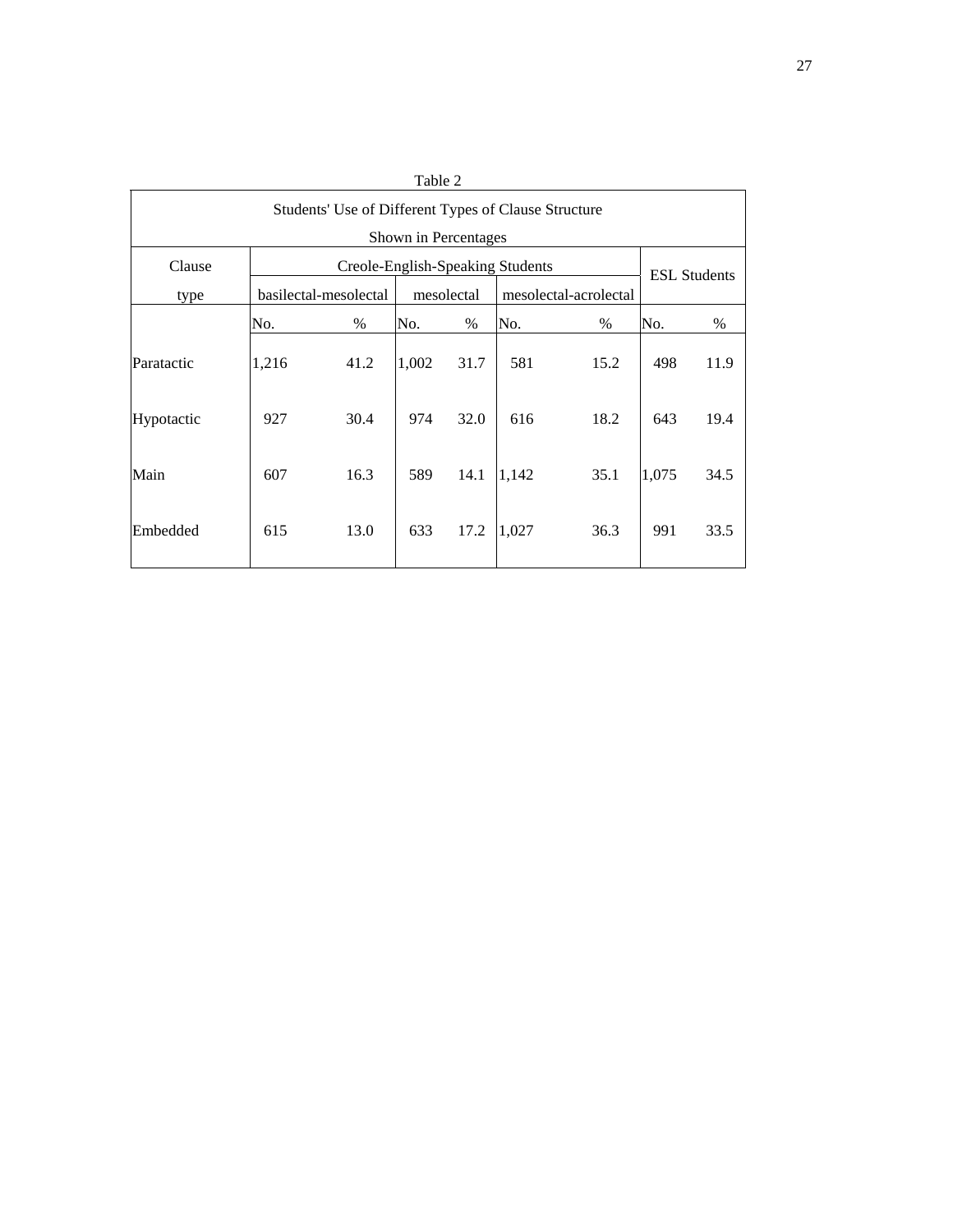Table 2

| Students' Use of Different Types of Clause Structure Shown in Percentages | | | | | | | | |
|---|---|---|---|---|---|---|---|---|
| Clause type | Creole-English-Speaking Students | | | | | | ESL Students | |
| | basilectal-mesolectal | | mesolectal | | mesolectal-acrolectal | | | |
| | No. | % | No. | % | No. | % | No. | % |
| Paratactic | 1,216 | 41.2 | 1,002 | 31.7 | 581 | 15.2 | 498 | 11.9 |
| Hypotactic | 927 | 30.4 | 974 | 32.0 | 616 | 18.2 | 643 | 19.4 |
| Main | 607 | 16.3 | 589 | 14.1 | 1,142 | 35.1 | 1,075 | 34.5 |
| Embedded | 615 | 13.0 | 633 | 17.2 | 1,027 | 36.3 | 991 | 33.5 |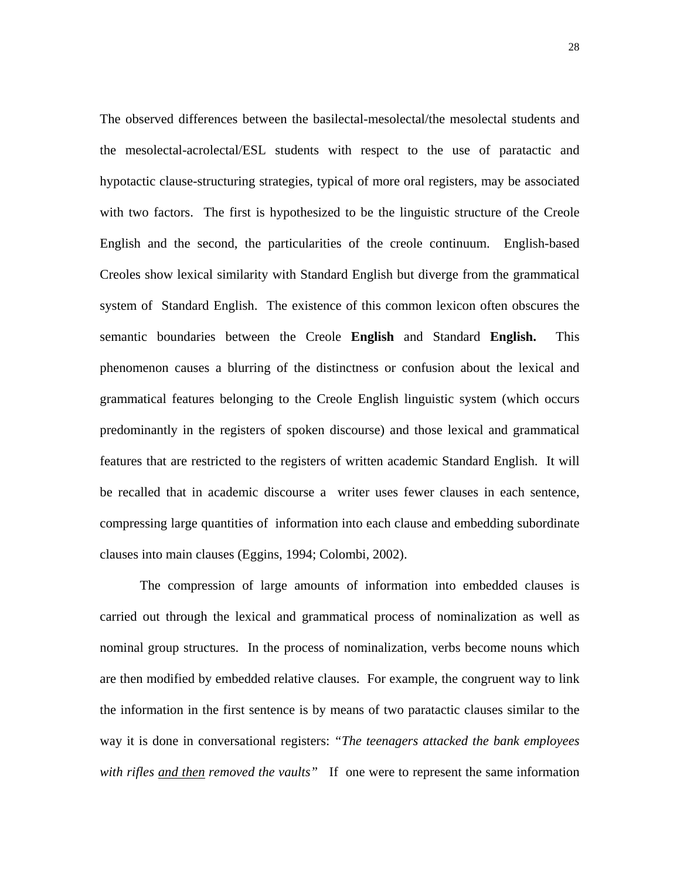The observed differences between the basilectal-mesolectal/the mesolectal students and the mesolectal-acrolectal/ESL students with respect to the use of paratactic and hypotactic clause-structuring strategies, typical of more oral registers, may be associated with two factors. The first is hypothesized to be the linguistic structure of the Creole English and the second, the particularities of the creole continuum. English-based Creoles show lexical similarity with Standard English but diverge from the grammatical system of Standard English. The existence of this common lexicon often obscures the semantic boundaries between the Creole **English** and Standard **English.** This phenomenon causes a blurring of the distinctness or confusion about the lexical and grammatical features belonging to the Creole English linguistic system (which occurs predominantly in the registers of spoken discourse) and those lexical and grammatical features that are restricted to the registers of written academic Standard English. It will be recalled that in academic discourse a writer uses fewer clauses in each sentence, compressing large quantities of information into each clause and embedding subordinate clauses into main clauses (Eggins, 1994; Colombi, 2002).

The compression of large amounts of information into embedded clauses is carried out through the lexical and grammatical process of nominalization as well as nominal group structures. In the process of nominalization, verbs become nouns which are then modified by embedded relative clauses. For example, the congruent way to link the information in the first sentence is by means of two paratactic clauses similar to the way it is done in conversational registers: *"The teenagers attacked the bank employees with rifles <u>and then</u> removed the vaults"* If one were to represent the same information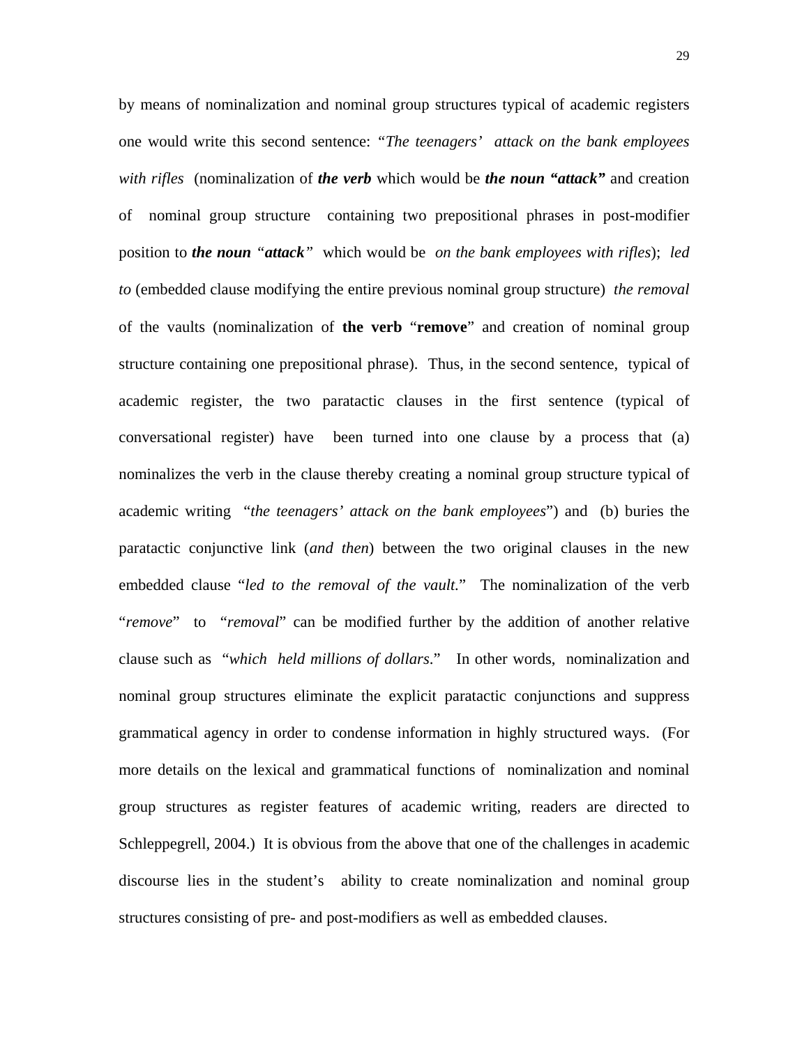by means of nominalization and nominal group structures typical of academic registers one would write this second sentence: *"The teenagers' attack on the bank employees with rifles* (nominalization of ***the verb*** which would be ***the noun "attack"*** and creation of nominal group structure containing two prepositional phrases in post-modifier position to ***the noun*** *"****attack****"* which would be *on the bank employees with rifles*); *led to* (embedded clause modifying the entire previous nominal group structure) *the removal* of the vaults (nominalization of **the verb** "**remove**" and creation of nominal group structure containing one prepositional phrase). Thus, in the second sentence, typical of academic register, the two paratactic clauses in the first sentence (typical of conversational register) have been turned into one clause by a process that (a) nominalizes the verb in the clause thereby creating a nominal group structure typical of academic writing "*the teenagers' attack on the bank employees*") and (b) buries the paratactic conjunctive link (*and then*) between the two original clauses in the new embedded clause "*led to the removal of the vault.*" The nominalization of the verb "*remove*" to "*removal*" can be modified further by the addition of another relative clause such as "*which held millions of dollars*." In other words, nominalization and nominal group structures eliminate the explicit paratactic conjunctions and suppress grammatical agency in order to condense information in highly structured ways. (For more details on the lexical and grammatical functions of nominalization and nominal group structures as register features of academic writing, readers are directed to Schleppegrell, 2004.) It is obvious from the above that one of the challenges in academic discourse lies in the student's ability to create nominalization and nominal group structures consisting of pre- and post-modifiers as well as embedded clauses.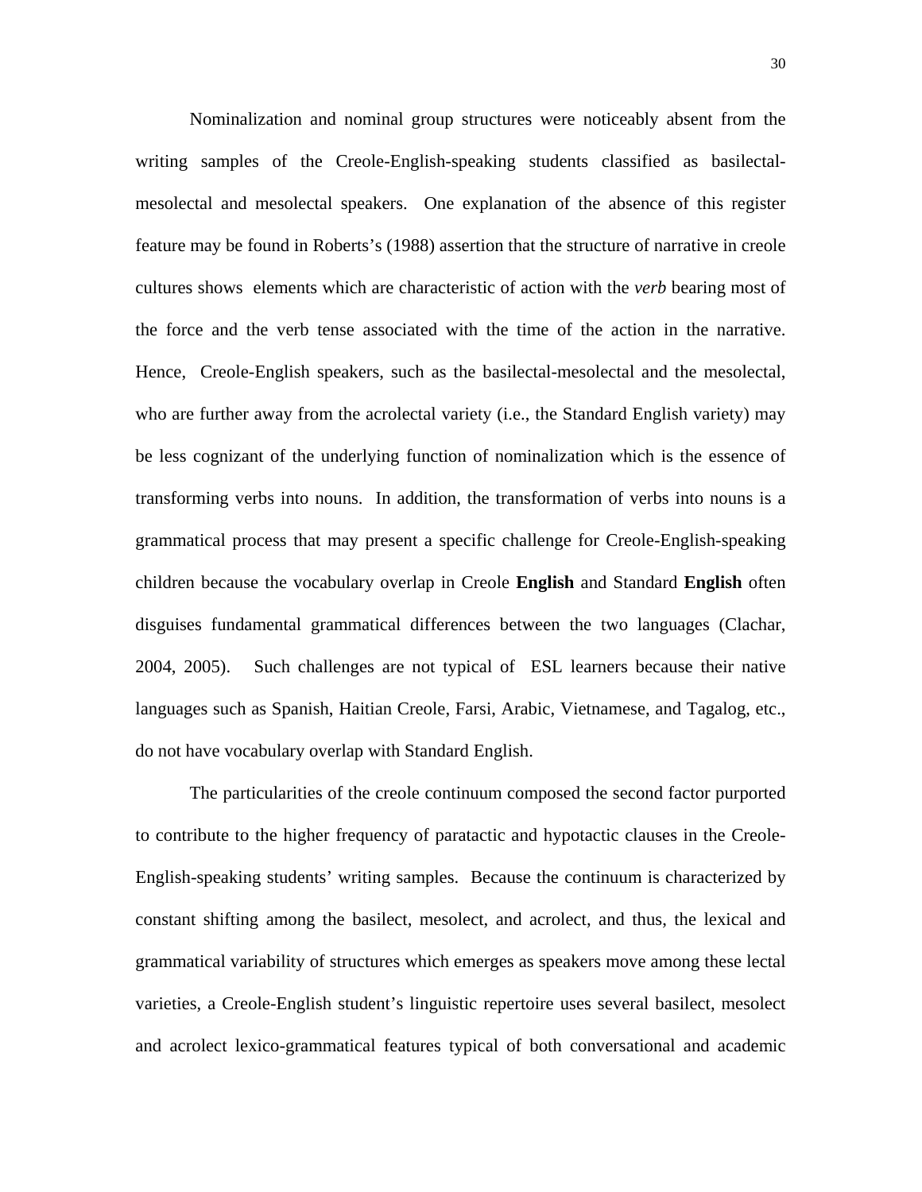Nominalization and nominal group structures were noticeably absent from the writing samples of the Creole-English-speaking students classified as basilectal-mesolectal and mesolectal speakers. One explanation of the absence of this register feature may be found in Roberts's (1988) assertion that the structure of narrative in creole cultures shows elements which are characteristic of action with the *verb* bearing most of the force and the verb tense associated with the time of the action in the narrative. Hence, Creole-English speakers, such as the basilectal-mesolectal and the mesolectal, who are further away from the acrolectal variety (i.e., the Standard English variety) may be less cognizant of the underlying function of nominalization which is the essence of transforming verbs into nouns. In addition, the transformation of verbs into nouns is a grammatical process that may present a specific challenge for Creole-English-speaking children because the vocabulary overlap in Creole **English** and Standard **English** often disguises fundamental grammatical differences between the two languages (Clachar, 2004, 2005). Such challenges are not typical of ESL learners because their native languages such as Spanish, Haitian Creole, Farsi, Arabic, Vietnamese, and Tagalog, etc., do not have vocabulary overlap with Standard English.

The particularities of the creole continuum composed the second factor purported to contribute to the higher frequency of paratactic and hypotactic clauses in the Creole-English-speaking students' writing samples. Because the continuum is characterized by constant shifting among the basilect, mesolect, and acrolect, and thus, the lexical and grammatical variability of structures which emerges as speakers move among these lectal varieties, a Creole-English student's linguistic repertoire uses several basilect, mesolect and acrolect lexico-grammatical features typical of both conversational and academic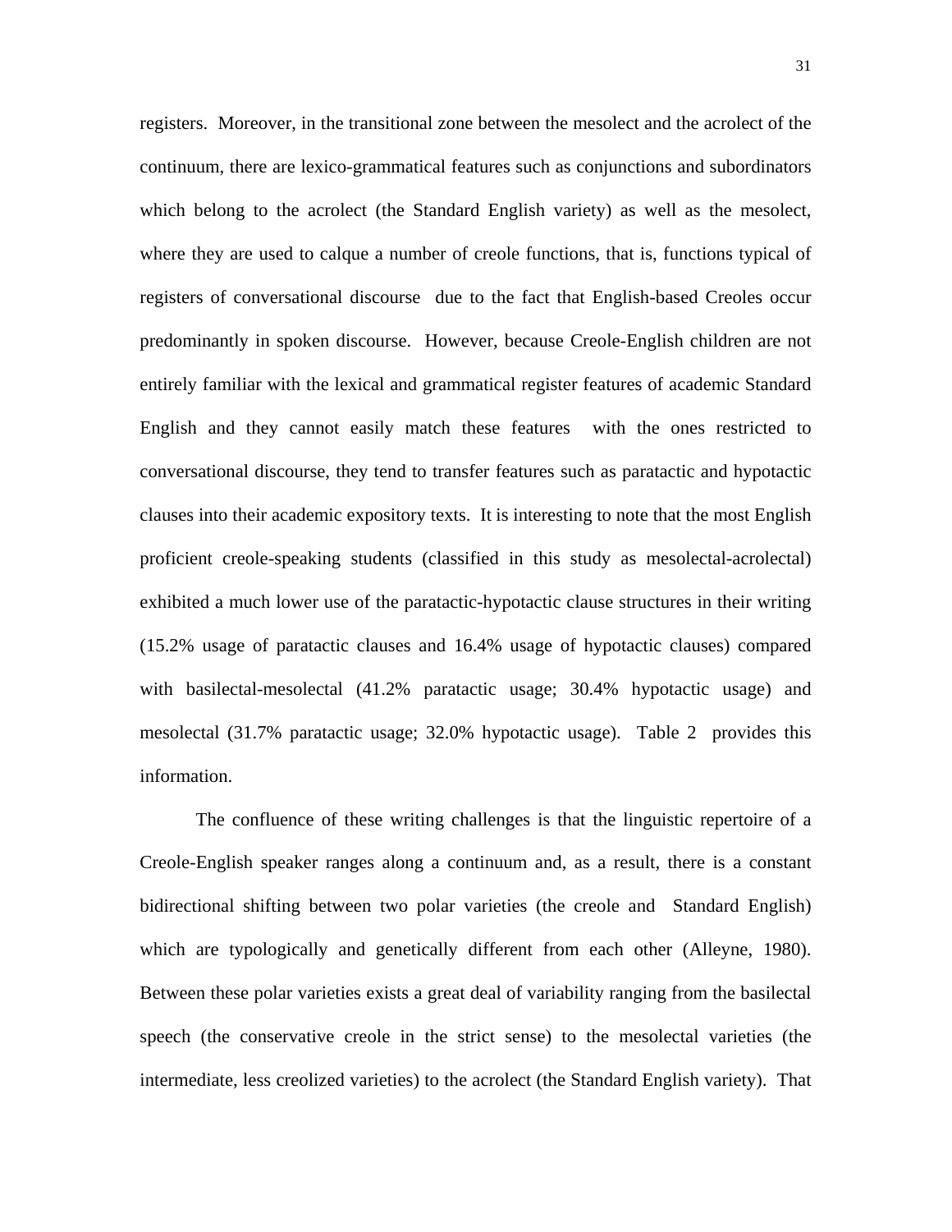registers. Moreover, in the transitional zone between the mesolect and the acrolect of the continuum, there are lexico-grammatical features such as conjunctions and subordinators which belong to the acrolect (the Standard English variety) as well as the mesolect, where they are used to calque a number of creole functions, that is, functions typical of registers of conversational discourse due to the fact that English-based Creoles occur predominantly in spoken discourse. However, because Creole-English children are not entirely familiar with the lexical and grammatical register features of academic Standard English and they cannot easily match these features with the ones restricted to conversational discourse, they tend to transfer features such as paratactic and hypotactic clauses into their academic expository texts. It is interesting to note that the most English proficient creole-speaking students (classified in this study as mesolectal-acrolectal) exhibited a much lower use of the paratactic-hypotactic clause structures in their writing (15.2% usage of paratactic clauses and 16.4% usage of hypotactic clauses) compared with basilectal-mesolectal (41.2% paratactic usage; 30.4% hypotactic usage) and mesolectal (31.7% paratactic usage; 32.0% hypotactic usage). Table 2 provides this information.

The confluence of these writing challenges is that the linguistic repertoire of a Creole-English speaker ranges along a continuum and, as a result, there is a constant bidirectional shifting between two polar varieties (the creole and Standard English) which are typologically and genetically different from each other (Alleyne, 1980). Between these polar varieties exists a great deal of variability ranging from the basilectal speech (the conservative creole in the strict sense) to the mesolectal varieties (the intermediate, less creolized varieties) to the acrolect (the Standard English variety). That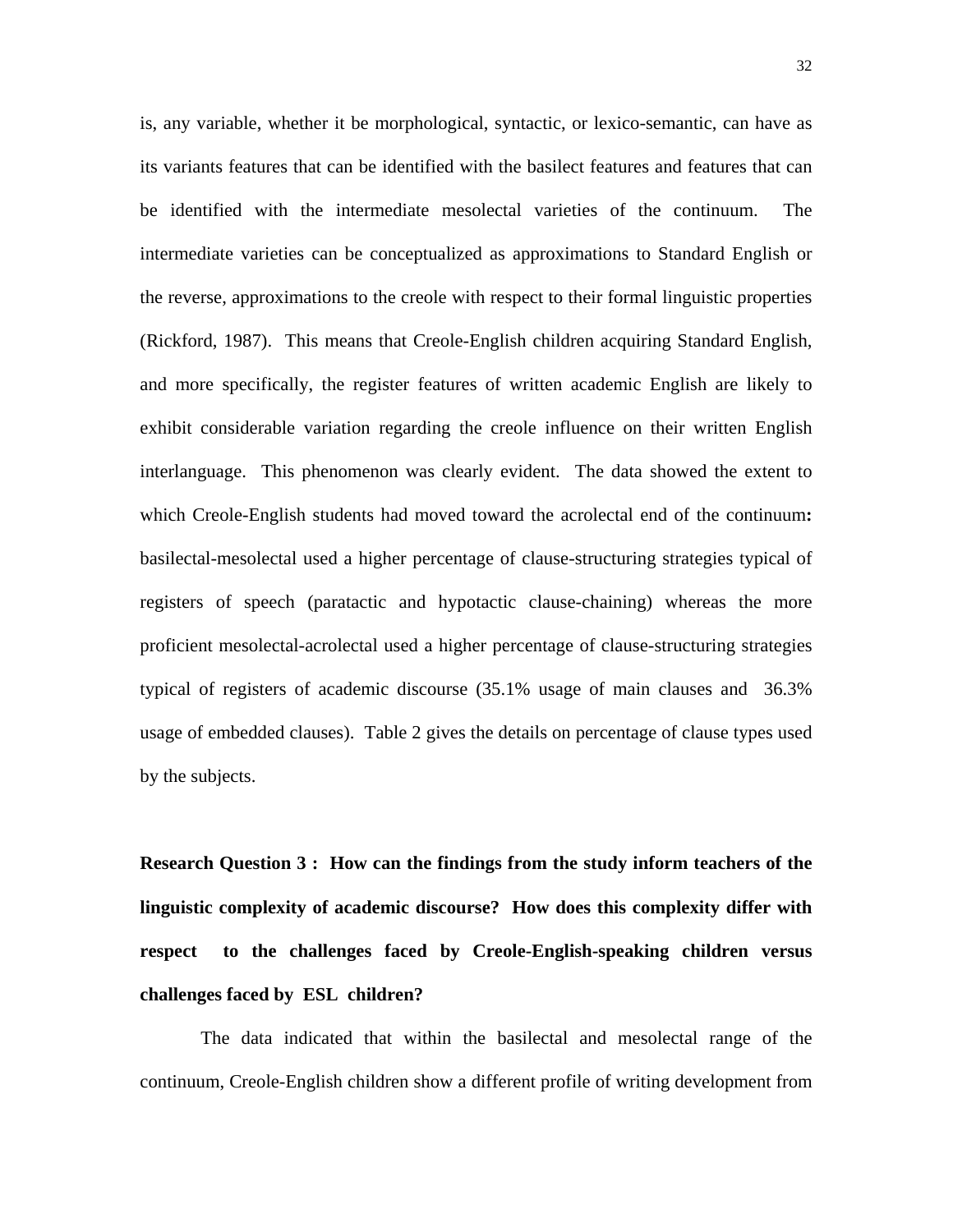is, any variable, whether it be morphological, syntactic, or lexico-semantic, can have as its variants features that can be identified with the basilect features and features that can be identified with the intermediate mesolectal varieties of the continuum. The intermediate varieties can be conceptualized as approximations to Standard English or the reverse, approximations to the creole with respect to their formal linguistic properties (Rickford, 1987). This means that Creole-English children acquiring Standard English, and more specifically, the register features of written academic English are likely to exhibit considerable variation regarding the creole influence on their written English interlanguage. This phenomenon was clearly evident. The data showed the extent to which Creole-English students had moved toward the acrolectal end of the continuum**:** basilectal-mesolectal used a higher percentage of clause-structuring strategies typical of registers of speech (paratactic and hypotactic clause-chaining) whereas the more proficient mesolectal-acrolectal used a higher percentage of clause-structuring strategies typical of registers of academic discourse (35.1% usage of main clauses and 36.3% usage of embedded clauses). Table 2 gives the details on percentage of clause types used by the subjects.

**Research Question 3 : How can the findings from the study inform teachers of the linguistic complexity of academic discourse? How does this complexity differ with respect to the challenges faced by Creole-English-speaking children versus challenges faced by ESL children?**

The data indicated that within the basilectal and mesolectal range of the continuum, Creole-English children show a different profile of writing development from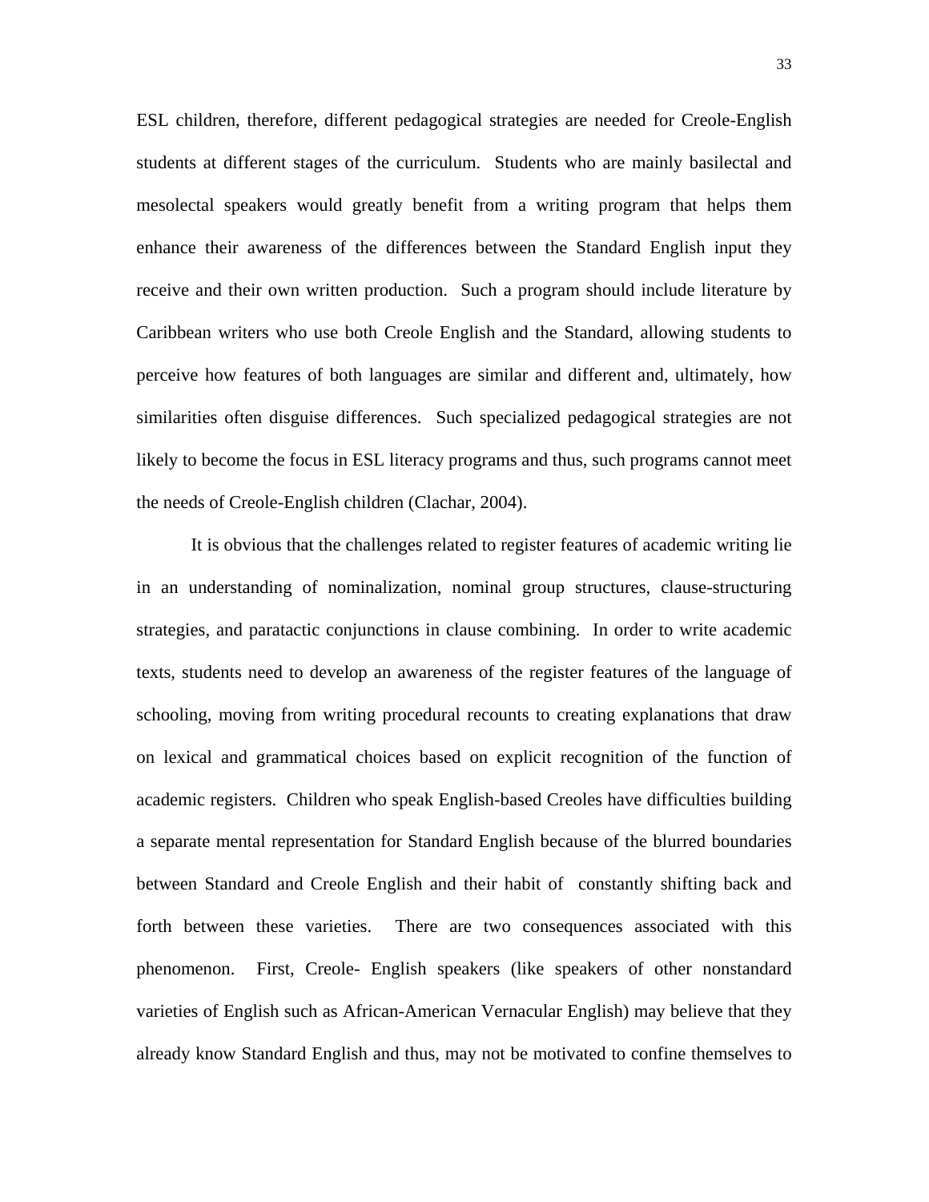ESL children, therefore, different pedagogical strategies are needed for Creole-English students at different stages of the curriculum. Students who are mainly basilectal and mesolectal speakers would greatly benefit from a writing program that helps them enhance their awareness of the differences between the Standard English input they receive and their own written production. Such a program should include literature by Caribbean writers who use both Creole English and the Standard, allowing students to perceive how features of both languages are similar and different and, ultimately, how similarities often disguise differences. Such specialized pedagogical strategies are not likely to become the focus in ESL literacy programs and thus, such programs cannot meet the needs of Creole-English children (Clachar, 2004).

It is obvious that the challenges related to register features of academic writing lie in an understanding of nominalization, nominal group structures, clause-structuring strategies, and paratactic conjunctions in clause combining. In order to write academic texts, students need to develop an awareness of the register features of the language of schooling, moving from writing procedural recounts to creating explanations that draw on lexical and grammatical choices based on explicit recognition of the function of academic registers. Children who speak English-based Creoles have difficulties building a separate mental representation for Standard English because of the blurred boundaries between Standard and Creole English and their habit of constantly shifting back and forth between these varieties. There are two consequences associated with this phenomenon. First, Creole- English speakers (like speakers of other nonstandard varieties of English such as African-American Vernacular English) may believe that they already know Standard English and thus, may not be motivated to confine themselves to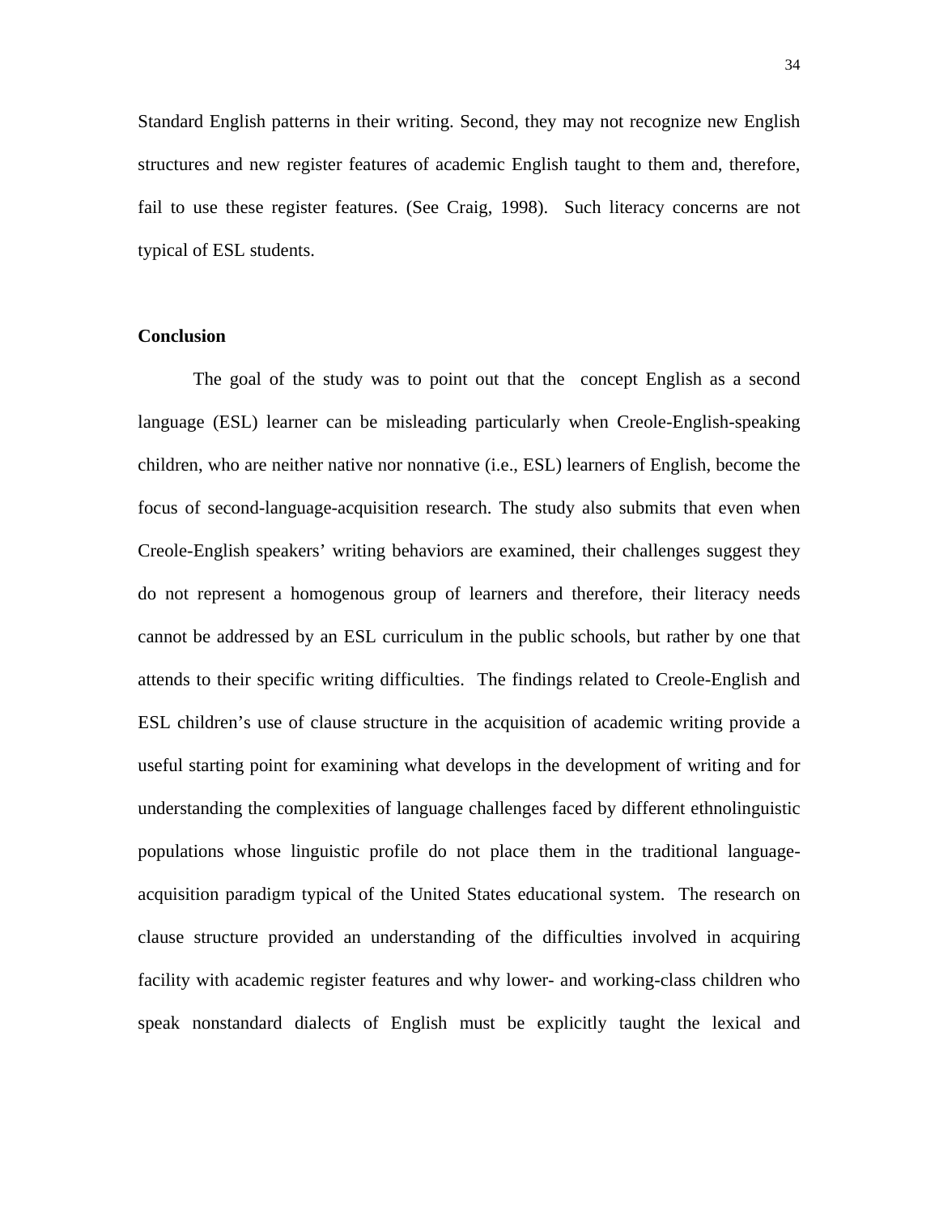Standard English patterns in their writing. Second, they may not recognize new English structures and new register features of academic English taught to them and, therefore, fail to use these register features. (See Craig, 1998). Such literacy concerns are not typical of ESL students.

**Conclusion**

The goal of the study was to point out that the concept English as a second language (ESL) learner can be misleading particularly when Creole-English-speaking children, who are neither native nor nonnative (i.e., ESL) learners of English, become the focus of second-language-acquisition research. The study also submits that even when Creole-English speakers' writing behaviors are examined, their challenges suggest they do not represent a homogenous group of learners and therefore, their literacy needs cannot be addressed by an ESL curriculum in the public schools, but rather by one that attends to their specific writing difficulties. The findings related to Creole-English and ESL children's use of clause structure in the acquisition of academic writing provide a useful starting point for examining what develops in the development of writing and for understanding the complexities of language challenges faced by different ethnolinguistic populations whose linguistic profile do not place them in the traditional language-acquisition paradigm typical of the United States educational system. The research on clause structure provided an understanding of the difficulties involved in acquiring facility with academic register features and why lower- and working-class children who speak nonstandard dialects of English must be explicitly taught the lexical and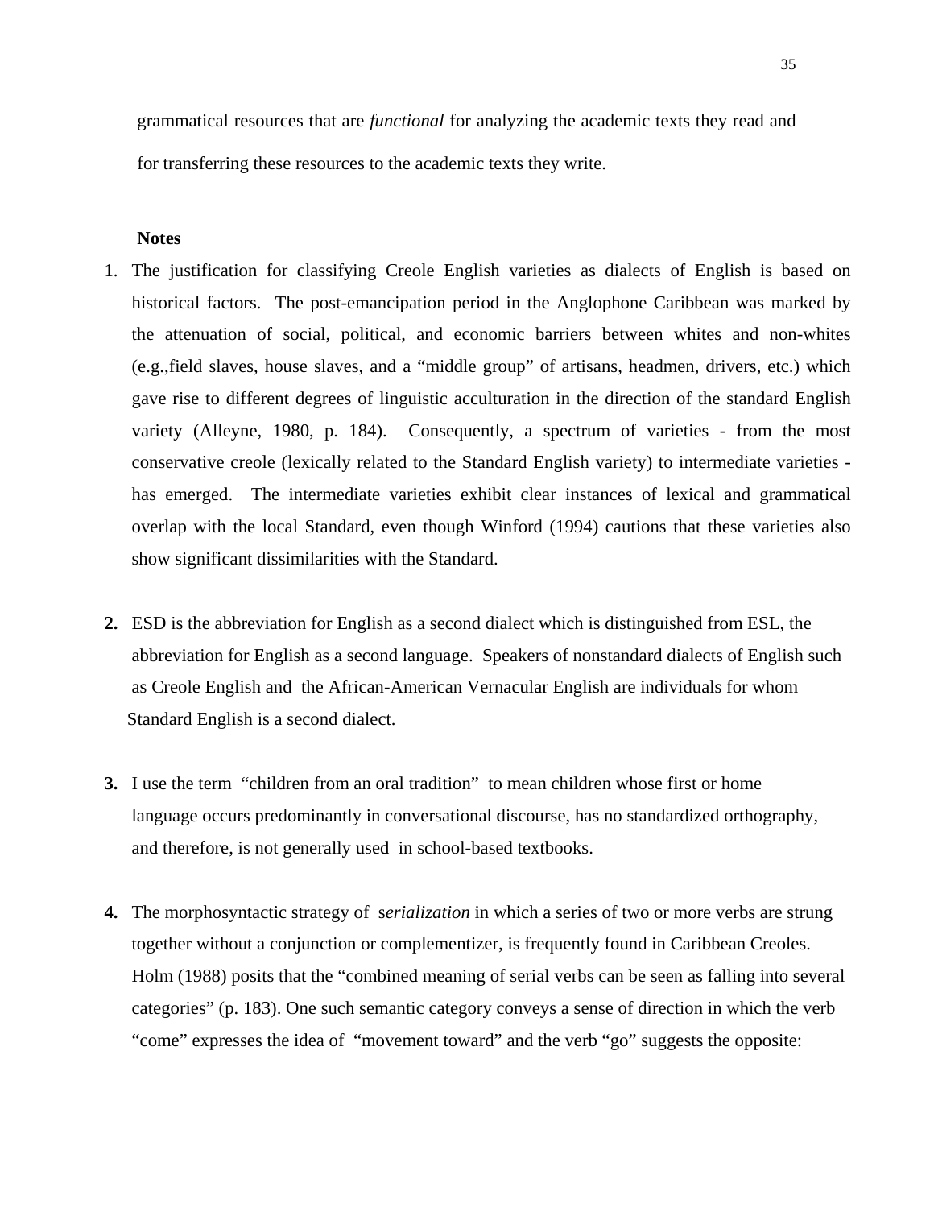grammatical resources that are *functional* for analyzing the academic texts they read and for transferring these resources to the academic texts they write.

**Notes**

1. The justification for classifying Creole English varieties as dialects of English is based on historical factors. The post-emancipation period in the Anglophone Caribbean was marked by the attenuation of social, political, and economic barriers between whites and non-whites (e.g.,field slaves, house slaves, and a "middle group" of artisans, headmen, drivers, etc.) which gave rise to different degrees of linguistic acculturation in the direction of the standard English variety (Alleyne, 1980, p. 184). Consequently, a spectrum of varieties - from the most conservative creole (lexically related to the Standard English variety) to intermediate varieties - has emerged. The intermediate varieties exhibit clear instances of lexical and grammatical overlap with the local Standard, even though Winford (1994) cautions that these varieties also show significant dissimilarities with the Standard.

2. ESD is the abbreviation for English as a second dialect which is distinguished from ESL, the abbreviation for English as a second language. Speakers of nonstandard dialects of English such as Creole English and the African-American Vernacular English are individuals for whom Standard English is a second dialect.

3. I use the term "children from an oral tradition" to mean children whose first or home language occurs predominantly in conversational discourse, has no standardized orthography, and therefore, is not generally used in school-based textbooks.

4. The morphosyntactic strategy of s*erialization* in which a series of two or more verbs are strung together without a conjunction or complementizer, is frequently found in Caribbean Creoles. Holm (1988) posits that the "combined meaning of serial verbs can be seen as falling into several categories" (p. 183). One such semantic category conveys a sense of direction in which the verb "come" expresses the idea of "movement toward" and the verb "go" suggests the opposite: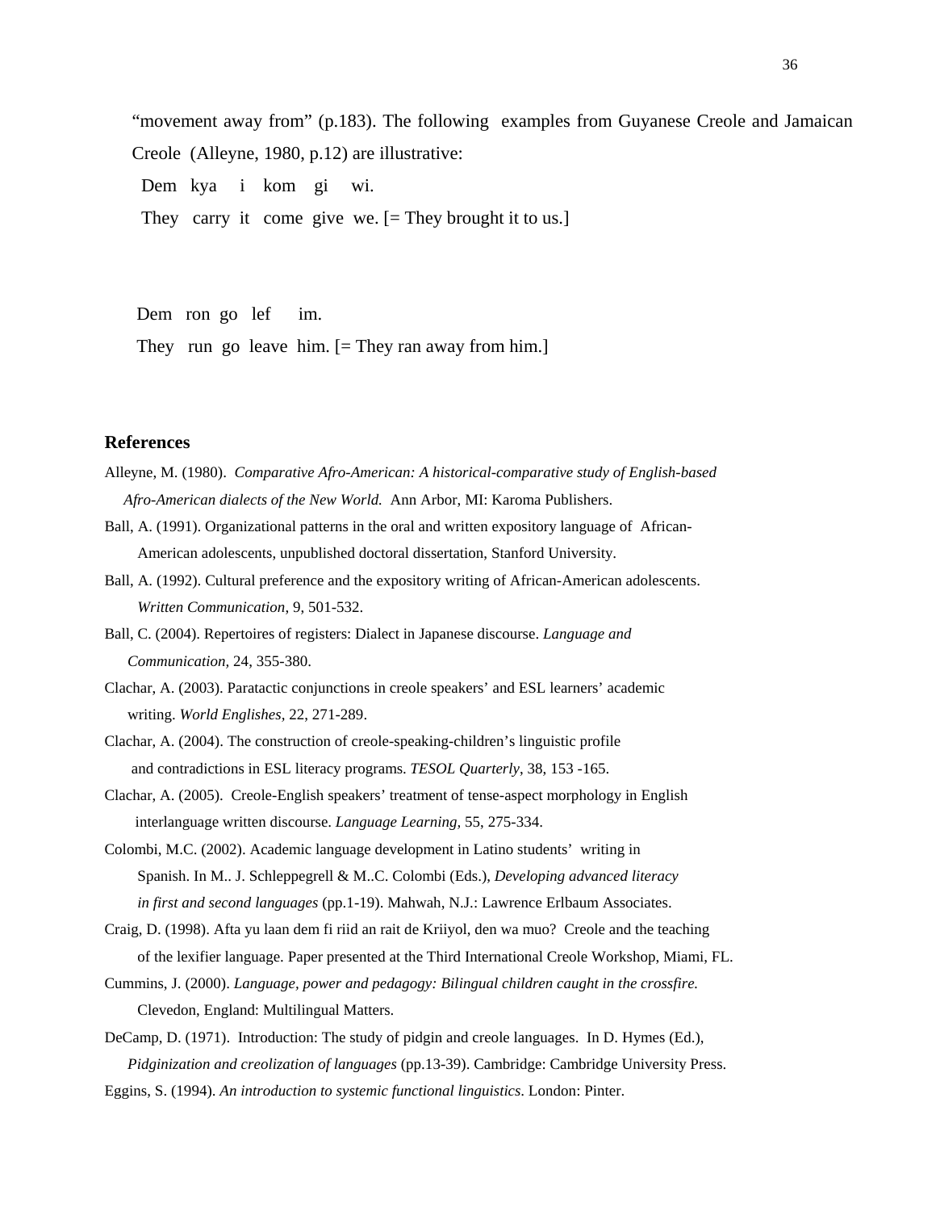"movement away from" (p.183). The following examples from Guyanese Creole and Jamaican Creole (Alleyne, 1980, p.12) are illustrative:

Dem kya i kom gi wi.
They carry it come give we. [= They brought it to us.]

Dem ron go lef im.
They run go leave him. [= They ran away from him.]

## References

Alleyne, M. (1980). *Comparative Afro-American: A historical-comparative study of English-based Afro-American dialects of the New World.* Ann Arbor, MI: Karoma Publishers.

Ball, A. (1991). Organizational patterns in the oral and written expository language of African-American adolescents, unpublished doctoral dissertation, Stanford University.

Ball, A. (1992). Cultural preference and the expository writing of African-American adolescents. *Written Communication*, 9, 501-532.

Ball, C. (2004). Repertoires of registers: Dialect in Japanese discourse. *Language and Communication*, 24, 355-380.

Clachar, A. (2003). Paratactic conjunctions in creole speakers' and ESL learners' academic writing. *World Englishes*, 22, 271-289.

Clachar, A. (2004). The construction of creole-speaking-children's linguistic profile and contradictions in ESL literacy programs. *TESOL Quarterly*, 38, 153 -165.

Clachar, A. (2005). Creole-English speakers' treatment of tense-aspect morphology in English interlanguage written discourse. *Language Learning,* 55, 275-334.

Colombi, M.C. (2002). Academic language development in Latino students' writing in Spanish. In M.. J. Schleppegrell & M..C. Colombi (Eds.), *Developing advanced literacy in first and second languages* (pp.1-19). Mahwah, N.J.: Lawrence Erlbaum Associates.

Craig, D. (1998). Afta yu laan dem fi riid an rait de Kriiyol, den wa muo? Creole and the teaching of the lexifier language. Paper presented at the Third International Creole Workshop, Miami, FL.

Cummins, J. (2000). *Language, power and pedagogy: Bilingual children caught in the crossfire.* Clevedon, England: Multilingual Matters.

DeCamp, D. (1971). Introduction: The study of pidgin and creole languages. In D. Hymes (Ed.), *Pidginization and creolization of languages* (pp.13-39). Cambridge: Cambridge University Press.

Eggins, S. (1994). *An introduction to systemic functional linguistics*. London: Pinter.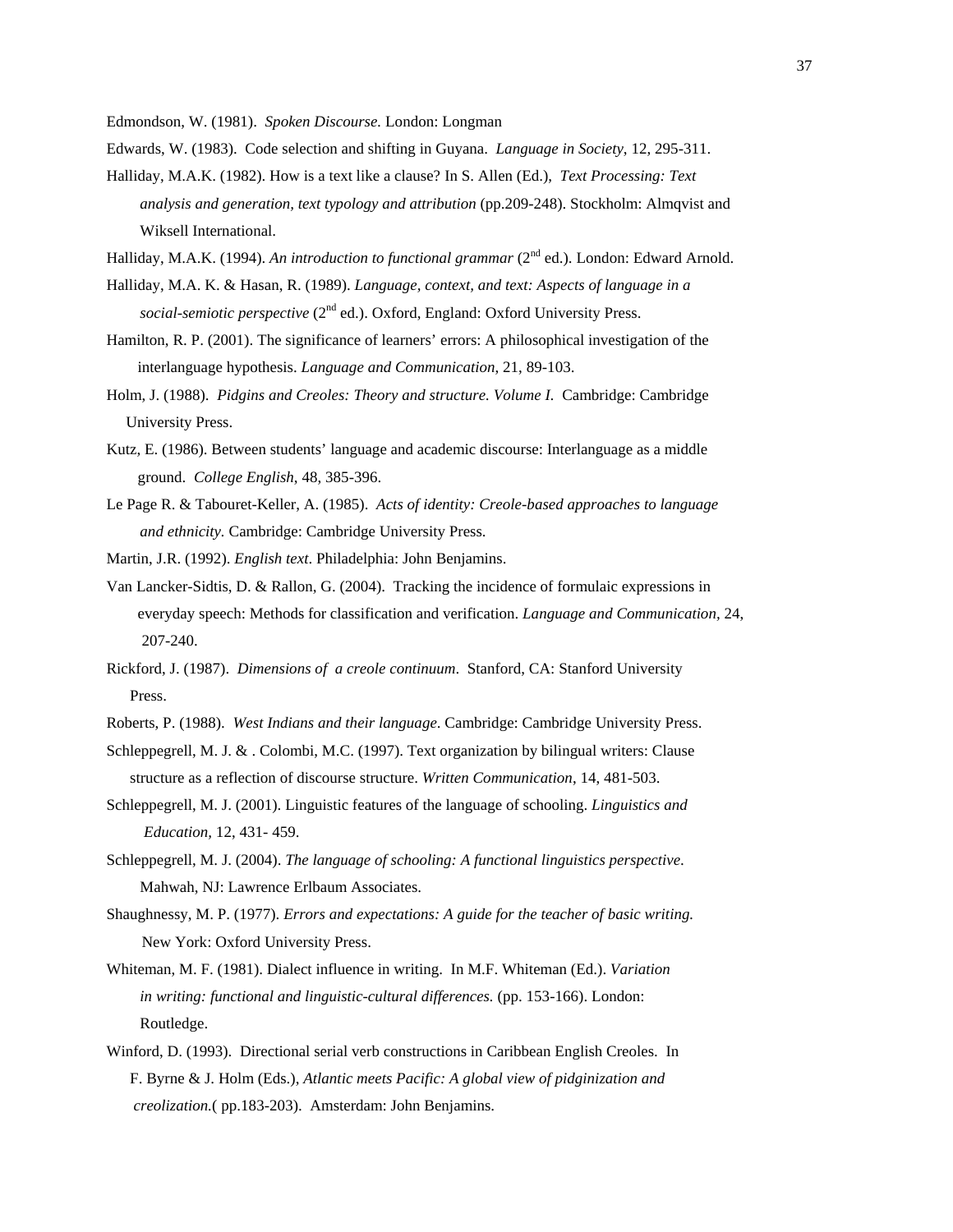Edmondson, W. (1981). *Spoken Discourse.* London: Longman

Edwards, W. (1983). Code selection and shifting in Guyana. *Language in Society*, 12, 295-311.

Halliday, M.A.K. (1982). How is a text like a clause? In S. Allen (Ed.), *Text Processing: Text analysis and generation, text typology and attribution* (pp.209-248). Stockholm: Almqvist and Wiksell International.

Halliday, M.A.K. (1994). *An introduction to functional grammar* (2nd ed.). London: Edward Arnold.

Halliday, M.A. K. & Hasan, R. (1989). *Language, context, and text: Aspects of language in a social-semiotic perspective* (2nd ed.). Oxford, England: Oxford University Press.

Hamilton, R. P. (2001). The significance of learners' errors: A philosophical investigation of the interlanguage hypothesis. *Language and Communication*, 21, 89-103.

Holm, J. (1988). *Pidgins and Creoles: Theory and structure. Volume I.* Cambridge: Cambridge University Press.

Kutz, E. (1986). Between students' language and academic discourse: Interlanguage as a middle ground. *College English*, 48, 385-396.

Le Page R. & Tabouret-Keller, A. (1985). *Acts of identity: Creole-based approaches to language and ethnicity*. Cambridge: Cambridge University Press.

Martin, J.R. (1992). *English text*. Philadelphia: John Benjamins.

Van Lancker-Sidtis, D. & Rallon, G. (2004). Tracking the incidence of formulaic expressions in everyday speech: Methods for classification and verification. *Language and Communication,* 24, 207-240.

Rickford, J. (1987). *Dimensions of a creole continuum*. Stanford, CA: Stanford University Press.

Roberts, P. (1988). *West Indians and their language*. Cambridge: Cambridge University Press.

Schleppegrell, M. J. & . Colombi, M.C. (1997). Text organization by bilingual writers: Clause structure as a reflection of discourse structure. *Written Communication*, 14, 481-503.

Schleppegrell, M. J. (2001). Linguistic features of the language of schooling. *Linguistics and Education,* 12, 431- 459.

Schleppegrell, M. J. (2004). *The language of schooling: A functional linguistics perspective*. Mahwah, NJ: Lawrence Erlbaum Associates.

Shaughnessy, M. P. (1977). *Errors and expectations: A guide for the teacher of basic writing.* New York: Oxford University Press.

Whiteman, M. F. (1981). Dialect influence in writing. In M.F. Whiteman (Ed.). *Variation in writing: functional and linguistic-cultural differences.* (pp. 153-166). London: Routledge.

Winford, D. (1993). Directional serial verb constructions in Caribbean English Creoles. In F. Byrne & J. Holm (Eds.), *Atlantic meets Pacific: A global view of pidginization and creolization.*( pp.183-203). Amsterdam: John Benjamins.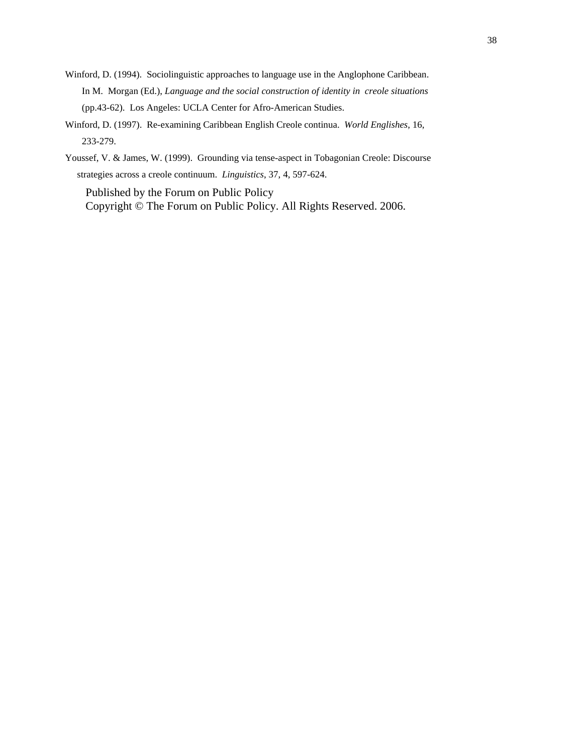Winford, D. (1994). Sociolinguistic approaches to language use in the Anglophone Caribbean. In M. Morgan (Ed.), *Language and the social construction of identity in creole situations* (pp.43-62). Los Angeles: UCLA Center for Afro-American Studies.

Winford, D. (1997). Re-examining Caribbean English Creole continua. *World Englishes*, 16, 233-279.

Youssef, V. & James, W. (1999). Grounding via tense-aspect in Tobagonian Creole: Discourse strategies across a creole continuum. *Linguistics*, 37, 4, 597-624.

Published by the Forum on Public Policy
Copyright © The Forum on Public Policy. All Rights Reserved. 2006.